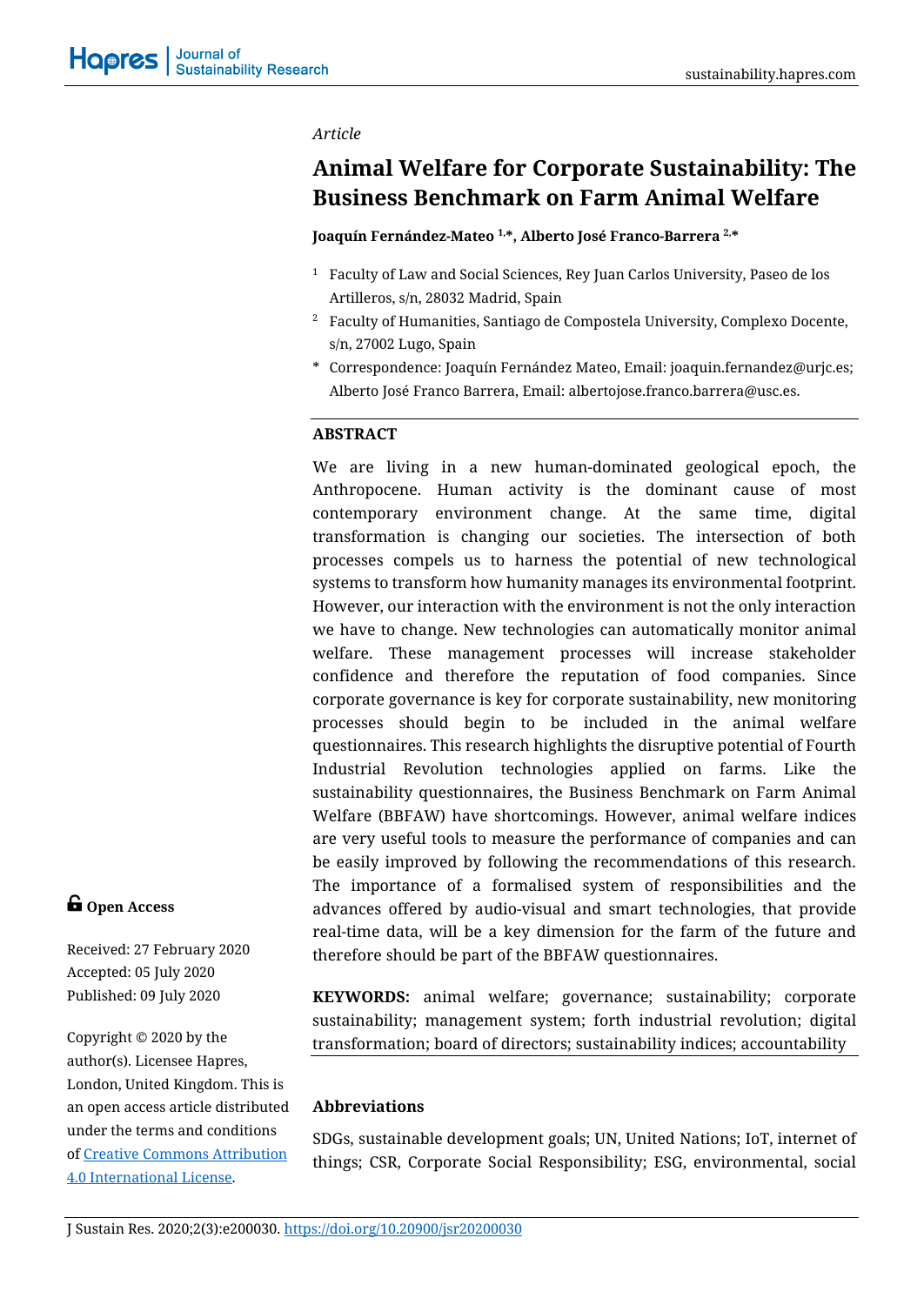*Article*

# Animal Welfare for Corporate Sustainability: The Business Benchmark on Farm Animal Welfare

**Joaquín Fernández-Mateo [1,*], Alberto José Franco-Barrera [2,*]**

[1] Faculty of Law and Social Sciences, Rey Juan Carlos University, Paseo de los Artilleros, s/n, 28032 Madrid, Spain

[2] Faculty of Humanities, Santiago de Compostela University, Complexo Docente, s/n, 27002 Lugo, Spain

\* Correspondence: Joaquín Fernández Mateo, Email: joaquin.fernandez@urjc.es; Alberto José Franco Barrera, Email: albertojose.franco.barrera@usc.es.

## ABSTRACT

We are living in a new human-dominated geological epoch, the Anthropocene. Human activity is the dominant cause of most contemporary environment change. At the same time, digital transformation is changing our societies. The intersection of both processes compels us to harness the potential of new technological systems to transform how humanity manages its environmental footprint. However, our interaction with the environment is not the only interaction we have to change. New technologies can automatically monitor animal welfare. These management processes will increase stakeholder confidence and therefore the reputation of food companies. Since corporate governance is key for corporate sustainability, new monitoring processes should begin to be included in the animal welfare questionnaires. This research highlights the disruptive potential of Fourth Industrial Revolution technologies applied on farms. Like the sustainability questionnaires, the Business Benchmark on Farm Animal Welfare (BBFAW) have shortcomings. However, animal welfare indices are very useful tools to measure the performance of companies and can be easily improved by following the recommendations of this research. The importance of a formalised system of responsibilities and the advances offered by audio-visual and smart technologies, that provide real-time data, will be a key dimension for the farm of the future and therefore should be part of the BBFAW questionnaires.

**KEYWORDS:** animal welfare; governance; sustainability; corporate sustainability; management system; forth industrial revolution; digital transformation; board of directors; sustainability indices; accountability

**Open Access**

Received: 27 February 2020
Accepted: 05 July 2020
Published: 09 July 2020

Copyright © 2020 by the author(s). Licensee Hapres, London, United Kingdom. This is an open access article distributed under the terms and conditions of [Creative Commons Attribution 4.0 International License](https://creativecommons.org/licenses/by/4.0/).

### Abbreviations

SDGs, sustainable development goals; UN, United Nations; IoT, internet of things; CSR, Corporate Social Responsibility; ESG, environmental, social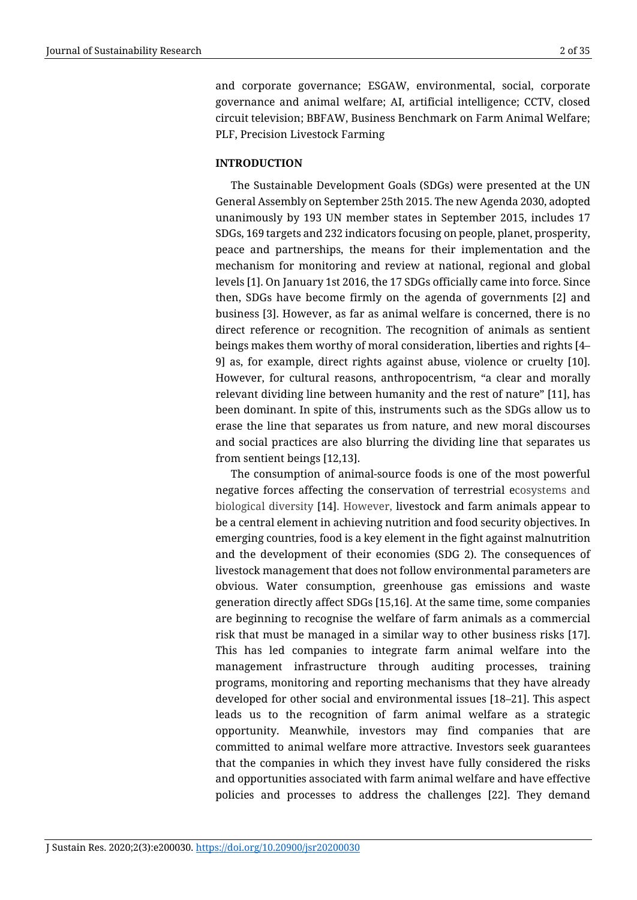and corporate governance; ESGAW, environmental, social, corporate governance and animal welfare; AI, artificial intelligence; CCTV, closed circuit television; BBFAW, Business Benchmark on Farm Animal Welfare; PLF, Precision Livestock Farming

## INTRODUCTION

The Sustainable Development Goals (SDGs) were presented at the UN General Assembly on September 25th 2015. The new Agenda 2030, adopted unanimously by 193 UN member states in September 2015, includes 17 SDGs, 169 targets and 232 indicators focusing on people, planet, prosperity, peace and partnerships, the means for their implementation and the mechanism for monitoring and review at national, regional and global levels [1]. On January 1st 2016, the 17 SDGs officially came into force. Since then, SDGs have become firmly on the agenda of governments [2] and business [3]. However, as far as animal welfare is concerned, there is no direct reference or recognition. The recognition of animals as sentient beings makes them worthy of moral consideration, liberties and rights [4–9] as, for example, direct rights against abuse, violence or cruelty [10]. However, for cultural reasons, anthropocentrism, "a clear and morally relevant dividing line between humanity and the rest of nature" [11], has been dominant. In spite of this, instruments such as the SDGs allow us to erase the line that separates us from nature, and new moral discourses and social practices are also blurring the dividing line that separates us from sentient beings [12,13].

The consumption of animal-source foods is one of the most powerful negative forces affecting the conservation of terrestrial ecosystems and biological diversity [14]. However, livestock and farm animals appear to be a central element in achieving nutrition and food security objectives. In emerging countries, food is a key element in the fight against malnutrition and the development of their economies (SDG 2). The consequences of livestock management that does not follow environmental parameters are obvious. Water consumption, greenhouse gas emissions and waste generation directly affect SDGs [15,16]. At the same time, some companies are beginning to recognise the welfare of farm animals as a commercial risk that must be managed in a similar way to other business risks [17]. This has led companies to integrate farm animal welfare into the management infrastructure through auditing processes, training programs, monitoring and reporting mechanisms that they have already developed for other social and environmental issues [18–21]. This aspect leads us to the recognition of farm animal welfare as a strategic opportunity. Meanwhile, investors may find companies that are committed to animal welfare more attractive. Investors seek guarantees that the companies in which they invest have fully considered the risks and opportunities associated with farm animal welfare and have effective policies and processes to address the challenges [22]. They demand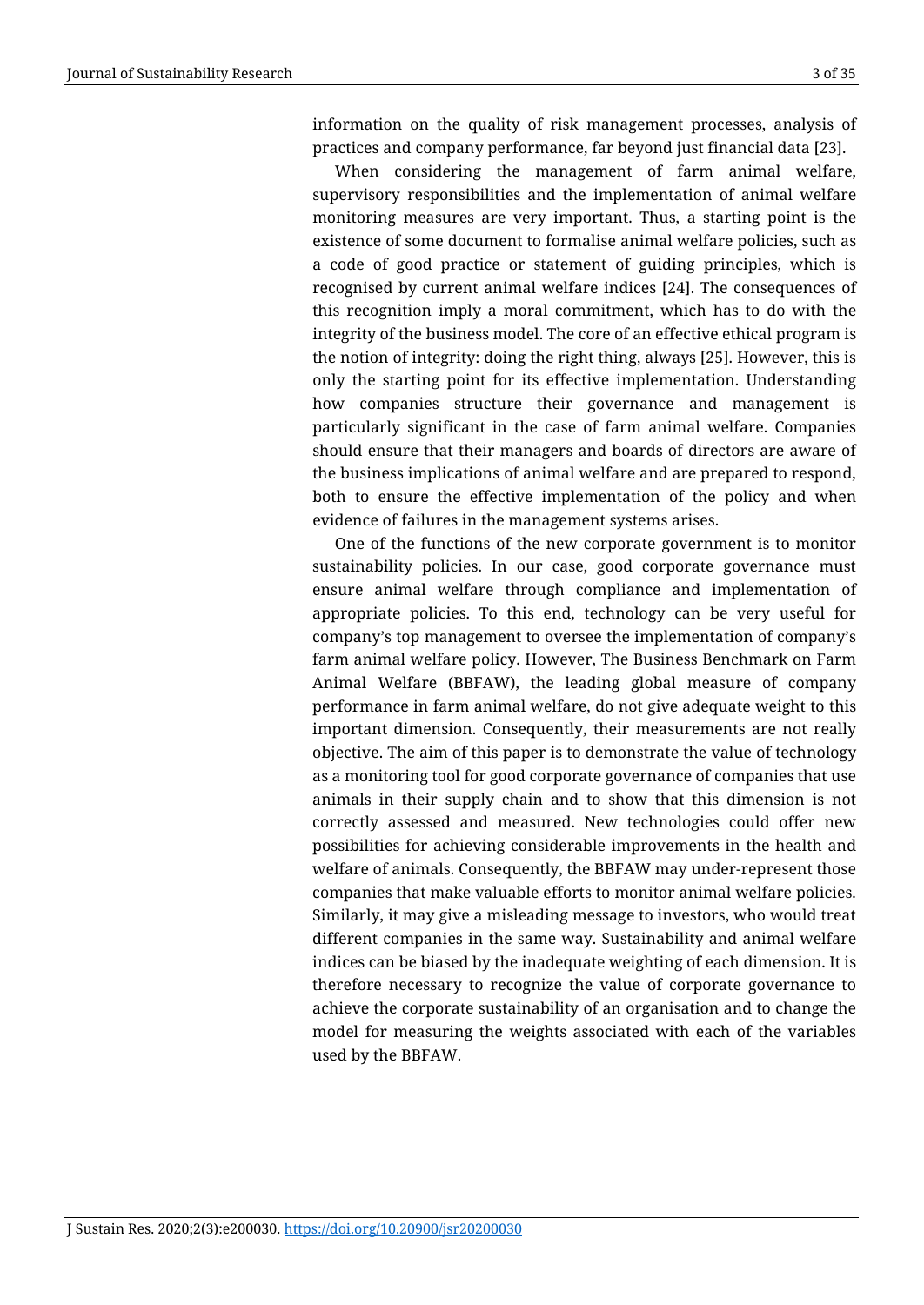information on the quality of risk management processes, analysis of practices and company performance, far beyond just financial data [23].

When considering the management of farm animal welfare, supervisory responsibilities and the implementation of animal welfare monitoring measures are very important. Thus, a starting point is the existence of some document to formalise animal welfare policies, such as a code of good practice or statement of guiding principles, which is recognised by current animal welfare indices [24]. The consequences of this recognition imply a moral commitment, which has to do with the integrity of the business model. The core of an effective ethical program is the notion of integrity: doing the right thing, always [25]. However, this is only the starting point for its effective implementation. Understanding how companies structure their governance and management is particularly significant in the case of farm animal welfare. Companies should ensure that their managers and boards of directors are aware of the business implications of animal welfare and are prepared to respond, both to ensure the effective implementation of the policy and when evidence of failures in the management systems arises.

One of the functions of the new corporate government is to monitor sustainability policies. In our case, good corporate governance must ensure animal welfare through compliance and implementation of appropriate policies. To this end, technology can be very useful for company's top management to oversee the implementation of company's farm animal welfare policy. However, The Business Benchmark on Farm Animal Welfare (BBFAW), the leading global measure of company performance in farm animal welfare, do not give adequate weight to this important dimension. Consequently, their measurements are not really objective. The aim of this paper is to demonstrate the value of technology as a monitoring tool for good corporate governance of companies that use animals in their supply chain and to show that this dimension is not correctly assessed and measured. New technologies could offer new possibilities for achieving considerable improvements in the health and welfare of animals. Consequently, the BBFAW may under-represent those companies that make valuable efforts to monitor animal welfare policies. Similarly, it may give a misleading message to investors, who would treat different companies in the same way. Sustainability and animal welfare indices can be biased by the inadequate weighting of each dimension. It is therefore necessary to recognize the value of corporate governance to achieve the corporate sustainability of an organisation and to change the model for measuring the weights associated with each of the variables used by the BBFAW.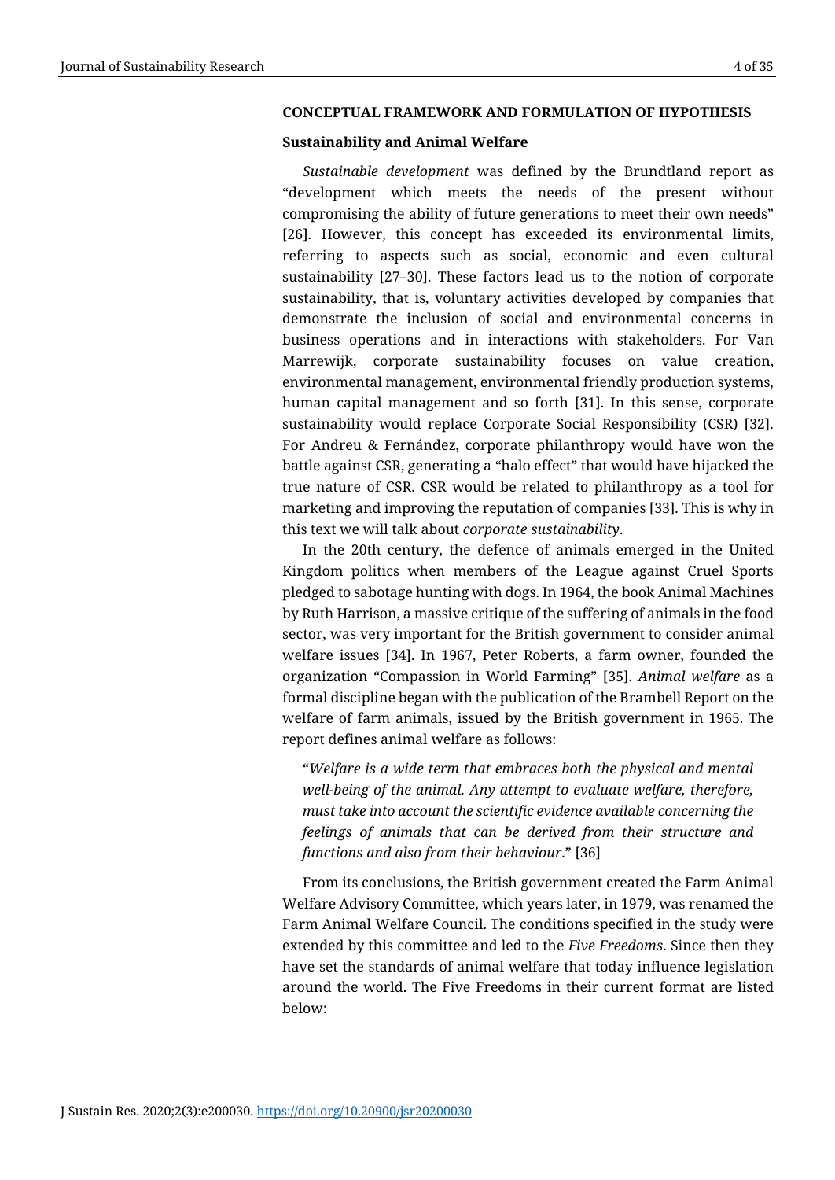## CONCEPTUAL FRAMEWORK AND FORMULATION OF HYPOTHESIS

### Sustainability and Animal Welfare

*Sustainable development* was defined by the Brundtland report as "development which meets the needs of the present without compromising the ability of future generations to meet their own needs" [26]. However, this concept has exceeded its environmental limits, referring to aspects such as social, economic and even cultural sustainability [27–30]. These factors lead us to the notion of corporate sustainability, that is, voluntary activities developed by companies that demonstrate the inclusion of social and environmental concerns in business operations and in interactions with stakeholders. For Van Marrewijk, corporate sustainability focuses on value creation, environmental management, environmental friendly production systems, human capital management and so forth [31]. In this sense, corporate sustainability would replace Corporate Social Responsibility (CSR) [32]. For Andreu & Fernández, corporate philanthropy would have won the battle against CSR, generating a "halo effect" that would have hijacked the true nature of CSR. CSR would be related to philanthropy as a tool for marketing and improving the reputation of companies [33]. This is why in this text we will talk about *corporate sustainability*.

In the 20th century, the defence of animals emerged in the United Kingdom politics when members of the League against Cruel Sports pledged to sabotage hunting with dogs. In 1964, the book Animal Machines by Ruth Harrison, a massive critique of the suffering of animals in the food sector, was very important for the British government to consider animal welfare issues [34]. In 1967, Peter Roberts, a farm owner, founded the organization "Compassion in World Farming" [35]. *Animal welfare* as a formal discipline began with the publication of the Brambell Report on the welfare of farm animals, issued by the British government in 1965. The report defines animal welfare as follows:

> "*Welfare is a wide term that embraces both the physical and mental well-being of the animal. Any attempt to evaluate welfare, therefore, must take into account the scientific evidence available concerning the feelings of animals that can be derived from their structure and functions and also from their behaviour*." [36]

From its conclusions, the British government created the Farm Animal Welfare Advisory Committee, which years later, in 1979, was renamed the Farm Animal Welfare Council. The conditions specified in the study were extended by this committee and led to the *Five Freedoms*. Since then they have set the standards of animal welfare that today influence legislation around the world. The Five Freedoms in their current format are listed below: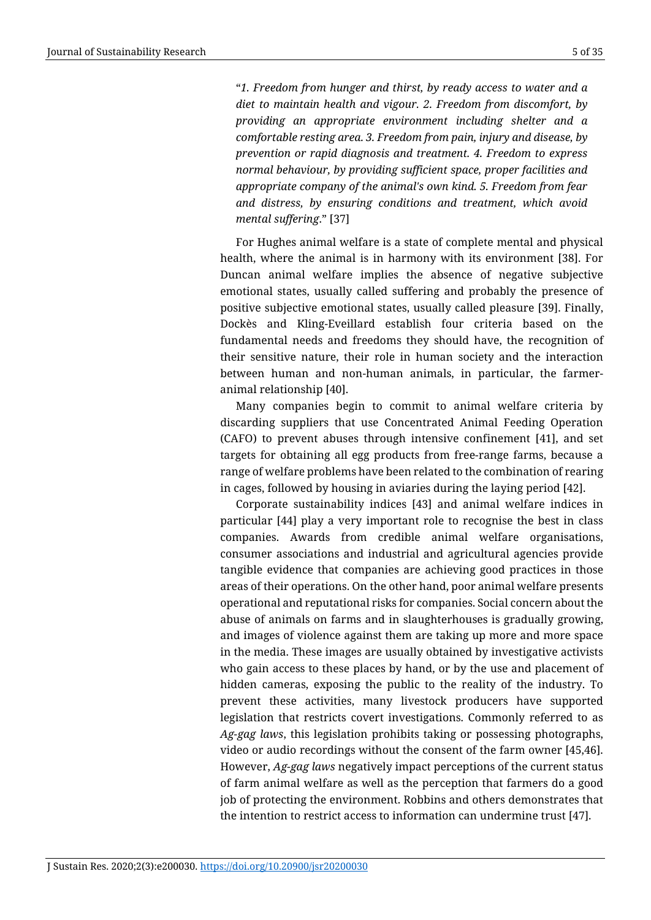"*1. Freedom from hunger and thirst, by ready access to water and a diet to maintain health and vigour. 2. Freedom from discomfort, by providing an appropriate environment including shelter and a comfortable resting area. 3. Freedom from pain, injury and disease, by prevention or rapid diagnosis and treatment. 4. Freedom to express normal behaviour, by providing sufficient space, proper facilities and appropriate company of the animal's own kind. 5. Freedom from fear and distress, by ensuring conditions and treatment, which avoid mental suffering*." [37]

For Hughes animal welfare is a state of complete mental and physical health, where the animal is in harmony with its environment [38]. For Duncan animal welfare implies the absence of negative subjective emotional states, usually called suffering and probably the presence of positive subjective emotional states, usually called pleasure [39]. Finally, Dockès and Kling-Eveillard establish four criteria based on the fundamental needs and freedoms they should have, the recognition of their sensitive nature, their role in human society and the interaction between human and non-human animals, in particular, the farmer-animal relationship [40].

Many companies begin to commit to animal welfare criteria by discarding suppliers that use Concentrated Animal Feeding Operation (CAFO) to prevent abuses through intensive confinement [41], and set targets for obtaining all egg products from free-range farms, because a range of welfare problems have been related to the combination of rearing in cages, followed by housing in aviaries during the laying period [42].

Corporate sustainability indices [43] and animal welfare indices in particular [44] play a very important role to recognise the best in class companies. Awards from credible animal welfare organisations, consumer associations and industrial and agricultural agencies provide tangible evidence that companies are achieving good practices in those areas of their operations. On the other hand, poor animal welfare presents operational and reputational risks for companies. Social concern about the abuse of animals on farms and in slaughterhouses is gradually growing, and images of violence against them are taking up more and more space in the media. These images are usually obtained by investigative activists who gain access to these places by hand, or by the use and placement of hidden cameras, exposing the public to the reality of the industry. To prevent these activities, many livestock producers have supported legislation that restricts covert investigations. Commonly referred to as *Ag-gag laws*, this legislation prohibits taking or possessing photographs, video or audio recordings without the consent of the farm owner [45,46]. However, *Ag-gag laws* negatively impact perceptions of the current status of farm animal welfare as well as the perception that farmers do a good job of protecting the environment. Robbins and others demonstrates that the intention to restrict access to information can undermine trust [47].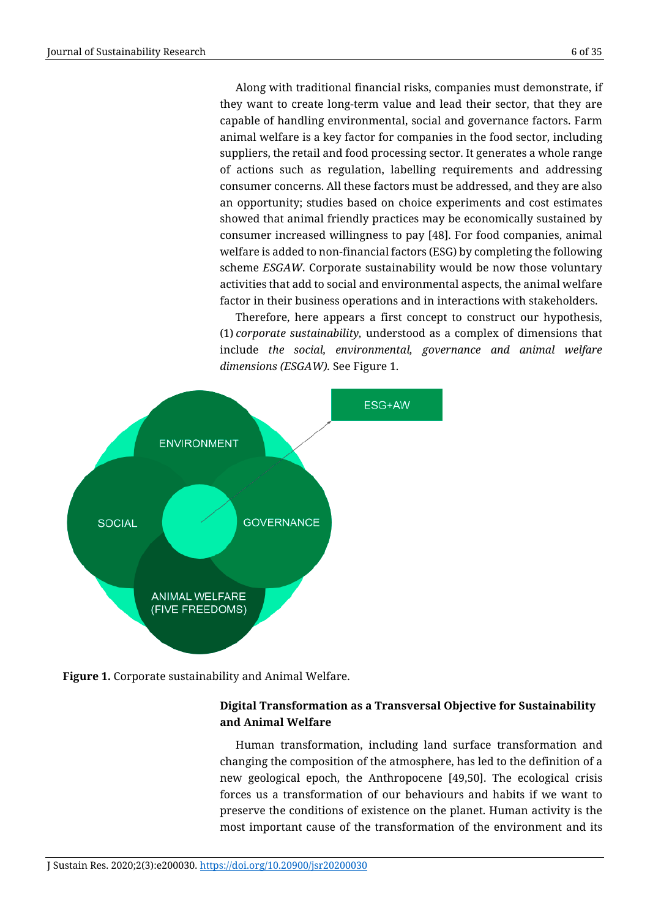Along with traditional financial risks, companies must demonstrate, if they want to create long-term value and lead their sector, that they are capable of handling environmental, social and governance factors. Farm animal welfare is a key factor for companies in the food sector, including suppliers, the retail and food processing sector. It generates a whole range of actions such as regulation, labelling requirements and addressing consumer concerns. All these factors must be addressed, and they are also an opportunity; studies based on choice experiments and cost estimates showed that animal friendly practices may be economically sustained by consumer increased willingness to pay [48]. For food companies, animal welfare is added to non-financial factors (ESG) by completing the following scheme *ESGAW*. Corporate sustainability would be now those voluntary activities that add to social and environmental aspects, the animal welfare factor in their business operations and in interactions with stakeholders.

Therefore, here appears a first concept to construct our hypothesis, (1) *corporate sustainability*, understood as a complex of dimensions that include *the social, environmental, governance and animal welfare dimensions (ESGAW).* See Figure 1.

ESG+AW

ENVIRONMENT

SOCIAL

GOVERNANCE

ANIMAL WELFARE (FIVE FREEDOMS)

**Figure 1.** Corporate sustainability and Animal Welfare.

**Digital Transformation as a Transversal Objective for Sustainability and Animal Welfare**

Human transformation, including land surface transformation and changing the composition of the atmosphere, has led to the definition of a new geological epoch, the Anthropocene [49,50]. The ecological crisis forces us a transformation of our behaviours and habits if we want to preserve the conditions of existence on the planet. Human activity is the most important cause of the transformation of the environment and its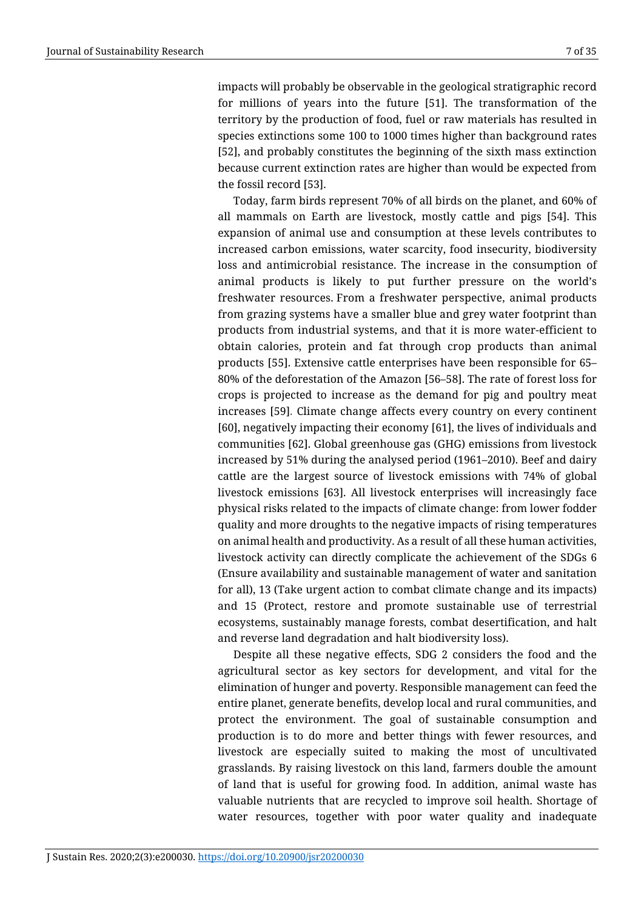impacts will probably be observable in the geological stratigraphic record for millions of years into the future [51]. The transformation of the territory by the production of food, fuel or raw materials has resulted in species extinctions some 100 to 1000 times higher than background rates [52], and probably constitutes the beginning of the sixth mass extinction because current extinction rates are higher than would be expected from the fossil record [53].

Today, farm birds represent 70% of all birds on the planet, and 60% of all mammals on Earth are livestock, mostly cattle and pigs [54]. This expansion of animal use and consumption at these levels contributes to increased carbon emissions, water scarcity, food insecurity, biodiversity loss and antimicrobial resistance. The increase in the consumption of animal products is likely to put further pressure on the world's freshwater resources. From a freshwater perspective, animal products from grazing systems have a smaller blue and grey water footprint than products from industrial systems, and that it is more water-efficient to obtain calories, protein and fat through crop products than animal products [55]. Extensive cattle enterprises have been responsible for 65–80% of the deforestation of the Amazon [56–58]. The rate of forest loss for crops is projected to increase as the demand for pig and poultry meat increases [59]. Climate change affects every country on every continent [60], negatively impacting their economy [61], the lives of individuals and communities [62]. Global greenhouse gas (GHG) emissions from livestock increased by 51% during the analysed period (1961–2010). Beef and dairy cattle are the largest source of livestock emissions with 74% of global livestock emissions [63]. All livestock enterprises will increasingly face physical risks related to the impacts of climate change: from lower fodder quality and more droughts to the negative impacts of rising temperatures on animal health and productivity. As a result of all these human activities, livestock activity can directly complicate the achievement of the SDGs 6 (Ensure availability and sustainable management of water and sanitation for all), 13 (Take urgent action to combat climate change and its impacts) and 15 (Protect, restore and promote sustainable use of terrestrial ecosystems, sustainably manage forests, combat desertification, and halt and reverse land degradation and halt biodiversity loss).

Despite all these negative effects, SDG 2 considers the food and the agricultural sector as key sectors for development, and vital for the elimination of hunger and poverty. Responsible management can feed the entire planet, generate benefits, develop local and rural communities, and protect the environment. The goal of sustainable consumption and production is to do more and better things with fewer resources, and livestock are especially suited to making the most of uncultivated grasslands. By raising livestock on this land, farmers double the amount of land that is useful for growing food. In addition, animal waste has valuable nutrients that are recycled to improve soil health. Shortage of water resources, together with poor water quality and inadequate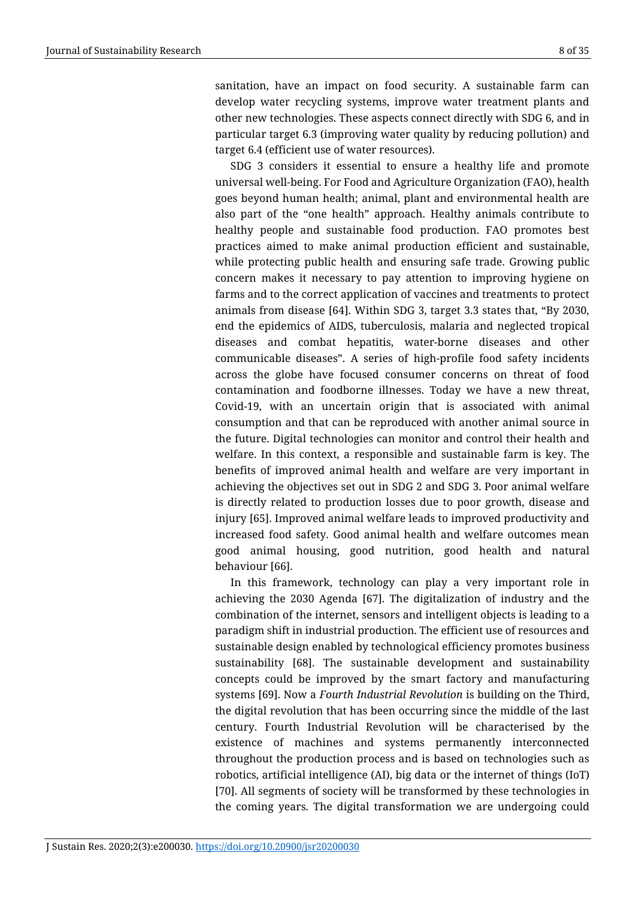sanitation, have an impact on food security. A sustainable farm can develop water recycling systems, improve water treatment plants and other new technologies. These aspects connect directly with SDG 6, and in particular target 6.3 (improving water quality by reducing pollution) and target 6.4 (efficient use of water resources).

SDG 3 considers it essential to ensure a healthy life and promote universal well-being. For Food and Agriculture Organization (FAO), health goes beyond human health; animal, plant and environmental health are also part of the "one health" approach. Healthy animals contribute to healthy people and sustainable food production. FAO promotes best practices aimed to make animal production efficient and sustainable, while protecting public health and ensuring safe trade. Growing public concern makes it necessary to pay attention to improving hygiene on farms and to the correct application of vaccines and treatments to protect animals from disease [64]. Within SDG 3, target 3.3 states that, "By 2030, end the epidemics of AIDS, tuberculosis, malaria and neglected tropical diseases and combat hepatitis, water-borne diseases and other communicable diseases". A series of high-profile food safety incidents across the globe have focused consumer concerns on threat of food contamination and foodborne illnesses. Today we have a new threat, Covid-19, with an uncertain origin that is associated with animal consumption and that can be reproduced with another animal source in the future. Digital technologies can monitor and control their health and welfare. In this context, a responsible and sustainable farm is key. The benefits of improved animal health and welfare are very important in achieving the objectives set out in SDG 2 and SDG 3. Poor animal welfare is directly related to production losses due to poor growth, disease and injury [65]. Improved animal welfare leads to improved productivity and increased food safety. Good animal health and welfare outcomes mean good animal housing, good nutrition, good health and natural behaviour [66].

In this framework, technology can play a very important role in achieving the 2030 Agenda [67]. The digitalization of industry and the combination of the internet, sensors and intelligent objects is leading to a paradigm shift in industrial production. The efficient use of resources and sustainable design enabled by technological efficiency promotes business sustainability [68]. The sustainable development and sustainability concepts could be improved by the smart factory and manufacturing systems [69]. Now a *Fourth Industrial Revolution* is building on the Third, the digital revolution that has been occurring since the middle of the last century. Fourth Industrial Revolution will be characterised by the existence of machines and systems permanently interconnected throughout the production process and is based on technologies such as robotics, artificial intelligence (AI), big data or the internet of things (IoT) [70]. All segments of society will be transformed by these technologies in the coming years. The digital transformation we are undergoing could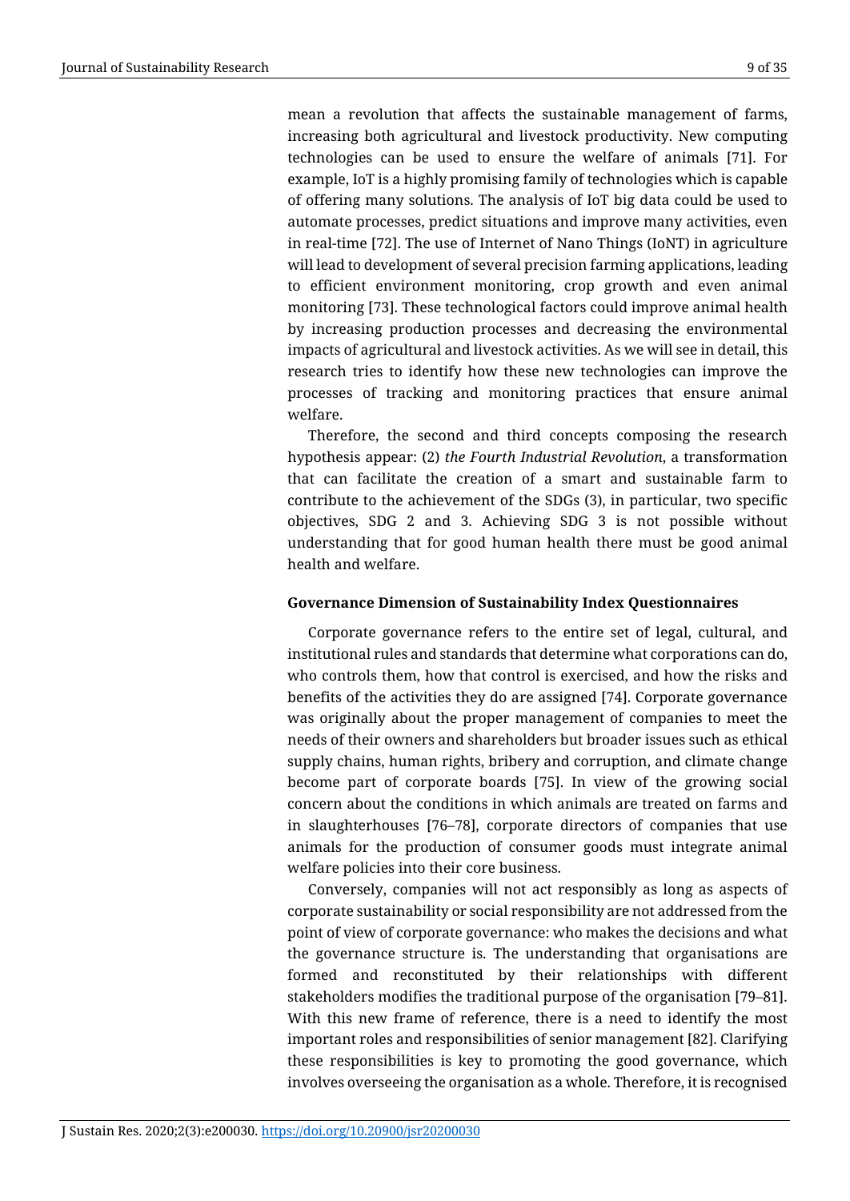mean a revolution that affects the sustainable management of farms, increasing both agricultural and livestock productivity. New computing technologies can be used to ensure the welfare of animals [71]. For example, IoT is a highly promising family of technologies which is capable of offering many solutions. The analysis of IoT big data could be used to automate processes, predict situations and improve many activities, even in real-time [72]. The use of Internet of Nano Things (IoNT) in agriculture will lead to development of several precision farming applications, leading to efficient environment monitoring, crop growth and even animal monitoring [73]. These technological factors could improve animal health by increasing production processes and decreasing the environmental impacts of agricultural and livestock activities. As we will see in detail, this research tries to identify how these new technologies can improve the processes of tracking and monitoring practices that ensure animal welfare.

Therefore, the second and third concepts composing the research hypothesis appear: (2) *the Fourth Industrial Revolution*, a transformation that can facilitate the creation of a smart and sustainable farm to contribute to the achievement of the SDGs (3), in particular, two specific objectives, SDG 2 and 3. Achieving SDG 3 is not possible without understanding that for good human health there must be good animal health and welfare.

### Governance Dimension of Sustainability Index Questionnaires

Corporate governance refers to the entire set of legal, cultural, and institutional rules and standards that determine what corporations can do, who controls them, how that control is exercised, and how the risks and benefits of the activities they do are assigned [74]. Corporate governance was originally about the proper management of companies to meet the needs of their owners and shareholders but broader issues such as ethical supply chains, human rights, bribery and corruption, and climate change become part of corporate boards [75]. In view of the growing social concern about the conditions in which animals are treated on farms and in slaughterhouses [76–78], corporate directors of companies that use animals for the production of consumer goods must integrate animal welfare policies into their core business.

Conversely, companies will not act responsibly as long as aspects of corporate sustainability or social responsibility are not addressed from the point of view of corporate governance: who makes the decisions and what the governance structure is. The understanding that organisations are formed and reconstituted by their relationships with different stakeholders modifies the traditional purpose of the organisation [79–81]. With this new frame of reference, there is a need to identify the most important roles and responsibilities of senior management [82]. Clarifying these responsibilities is key to promoting the good governance, which involves overseeing the organisation as a whole. Therefore, it is recognised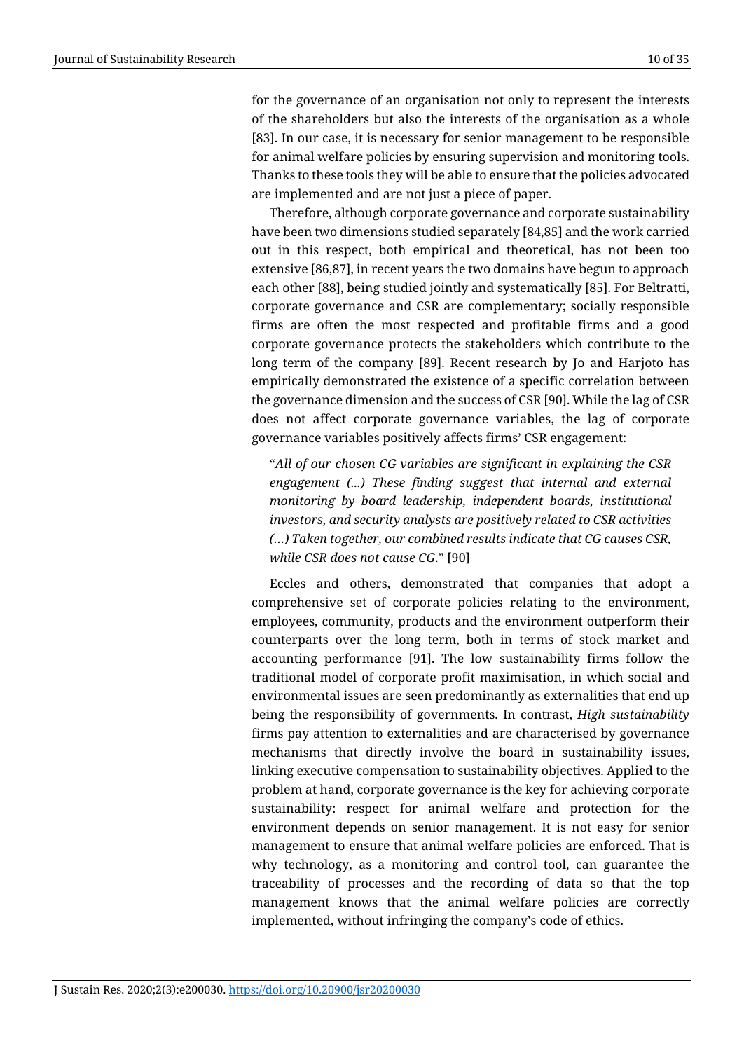for the governance of an organisation not only to represent the interests of the shareholders but also the interests of the organisation as a whole [83]. In our case, it is necessary for senior management to be responsible for animal welfare policies by ensuring supervision and monitoring tools. Thanks to these tools they will be able to ensure that the policies advocated are implemented and are not just a piece of paper.

Therefore, although corporate governance and corporate sustainability have been two dimensions studied separately [84,85] and the work carried out in this respect, both empirical and theoretical, has not been too extensive [86,87], in recent years the two domains have begun to approach each other [88], being studied jointly and systematically [85]. For Beltratti, corporate governance and CSR are complementary; socially responsible firms are often the most respected and profitable firms and a good corporate governance protects the stakeholders which contribute to the long term of the company [89]. Recent research by Jo and Harjoto has empirically demonstrated the existence of a specific correlation between the governance dimension and the success of CSR [90]. While the lag of CSR does not affect corporate governance variables, the lag of corporate governance variables positively affects firms' CSR engagement:

> "*All of our chosen CG variables are significant in explaining the CSR engagement (...) These finding suggest that internal and external monitoring by board leadership, independent boards, institutional investors, and security analysts are positively related to CSR activities (…) Taken together, our combined results indicate that CG causes CSR, while CSR does not cause CG.*" [90]

Eccles and others, demonstrated that companies that adopt a comprehensive set of corporate policies relating to the environment, employees, community, products and the environment outperform their counterparts over the long term, both in terms of stock market and accounting performance [91]. The low sustainability firms follow the traditional model of corporate profit maximisation, in which social and environmental issues are seen predominantly as externalities that end up being the responsibility of governments. In contrast, *High sustainability* firms pay attention to externalities and are characterised by governance mechanisms that directly involve the board in sustainability issues, linking executive compensation to sustainability objectives. Applied to the problem at hand, corporate governance is the key for achieving corporate sustainability: respect for animal welfare and protection for the environment depends on senior management. It is not easy for senior management to ensure that animal welfare policies are enforced. That is why technology, as a monitoring and control tool, can guarantee the traceability of processes and the recording of data so that the top management knows that the animal welfare policies are correctly implemented, without infringing the company's code of ethics.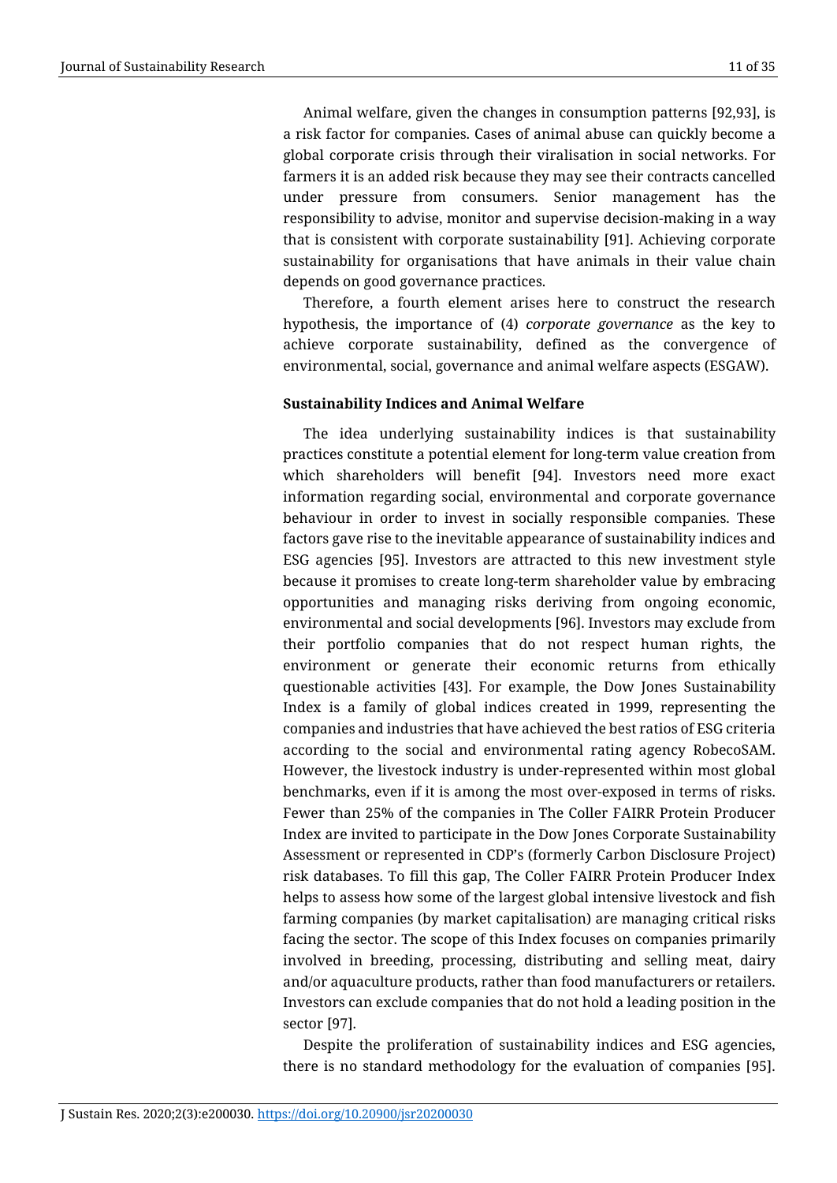Animal welfare, given the changes in consumption patterns [92,93], is a risk factor for companies. Cases of animal abuse can quickly become a global corporate crisis through their viralisation in social networks. For farmers it is an added risk because they may see their contracts cancelled under pressure from consumers. Senior management has the responsibility to advise, monitor and supervise decision-making in a way that is consistent with corporate sustainability [91]. Achieving corporate sustainability for organisations that have animals in their value chain depends on good governance practices.

Therefore, a fourth element arises here to construct the research hypothesis, the importance of (4) *corporate governance* as the key to achieve corporate sustainability, defined as the convergence of environmental, social, governance and animal welfare aspects (ESGAW).

**Sustainability Indices and Animal Welfare**

The idea underlying sustainability indices is that sustainability practices constitute a potential element for long-term value creation from which shareholders will benefit [94]. Investors need more exact information regarding social, environmental and corporate governance behaviour in order to invest in socially responsible companies. These factors gave rise to the inevitable appearance of sustainability indices and ESG agencies [95]. Investors are attracted to this new investment style because it promises to create long-term shareholder value by embracing opportunities and managing risks deriving from ongoing economic, environmental and social developments [96]. Investors may exclude from their portfolio companies that do not respect human rights, the environment or generate their economic returns from ethically questionable activities [43]. For example, the Dow Jones Sustainability Index is a family of global indices created in 1999, representing the companies and industries that have achieved the best ratios of ESG criteria according to the social and environmental rating agency RobecoSAM. However, the livestock industry is under-represented within most global benchmarks, even if it is among the most over-exposed in terms of risks. Fewer than 25% of the companies in The Coller FAIRR Protein Producer Index are invited to participate in the Dow Jones Corporate Sustainability Assessment or represented in CDP's (formerly Carbon Disclosure Project) risk databases. To fill this gap, The Coller FAIRR Protein Producer Index helps to assess how some of the largest global intensive livestock and fish farming companies (by market capitalisation) are managing critical risks facing the sector. The scope of this Index focuses on companies primarily involved in breeding, processing, distributing and selling meat, dairy and/or aquaculture products, rather than food manufacturers or retailers. Investors can exclude companies that do not hold a leading position in the sector [97].

Despite the proliferation of sustainability indices and ESG agencies, there is no standard methodology for the evaluation of companies [95].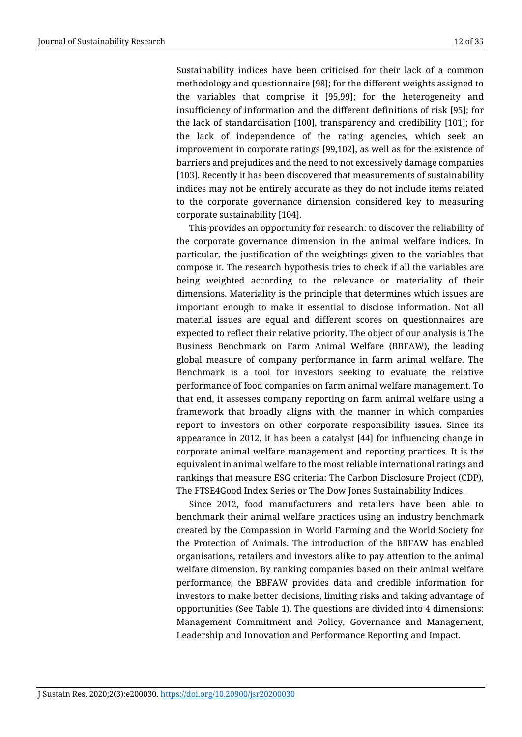Sustainability indices have been criticised for their lack of a common methodology and questionnaire [98]; for the different weights assigned to the variables that comprise it [95,99]; for the heterogeneity and insufficiency of information and the different definitions of risk [95]; for the lack of standardisation [100], transparency and credibility [101]; for the lack of independence of the rating agencies, which seek an improvement in corporate ratings [99,102], as well as for the existence of barriers and prejudices and the need to not excessively damage companies [103]. Recently it has been discovered that measurements of sustainability indices may not be entirely accurate as they do not include items related to the corporate governance dimension considered key to measuring corporate sustainability [104].

This provides an opportunity for research: to discover the reliability of the corporate governance dimension in the animal welfare indices. In particular, the justification of the weightings given to the variables that compose it. The research hypothesis tries to check if all the variables are being weighted according to the relevance or materiality of their dimensions. Materiality is the principle that determines which issues are important enough to make it essential to disclose information. Not all material issues are equal and different scores on questionnaires are expected to reflect their relative priority. The object of our analysis is The Business Benchmark on Farm Animal Welfare (BBFAW), the leading global measure of company performance in farm animal welfare. The Benchmark is a tool for investors seeking to evaluate the relative performance of food companies on farm animal welfare management. To that end, it assesses company reporting on farm animal welfare using a framework that broadly aligns with the manner in which companies report to investors on other corporate responsibility issues. Since its appearance in 2012, it has been a catalyst [44] for influencing change in corporate animal welfare management and reporting practices. It is the equivalent in animal welfare to the most reliable international ratings and rankings that measure ESG criteria: The Carbon Disclosure Project (CDP), The FTSE4Good Index Series or The Dow Jones Sustainability Indices.

Since 2012, food manufacturers and retailers have been able to benchmark their animal welfare practices using an industry benchmark created by the Compassion in World Farming and the World Society for the Protection of Animals. The introduction of the BBFAW has enabled organisations, retailers and investors alike to pay attention to the animal welfare dimension. By ranking companies based on their animal welfare performance, the BBFAW provides data and credible information for investors to make better decisions, limiting risks and taking advantage of opportunities (See Table 1). The questions are divided into 4 dimensions: Management Commitment and Policy, Governance and Management, Leadership and Innovation and Performance Reporting and Impact.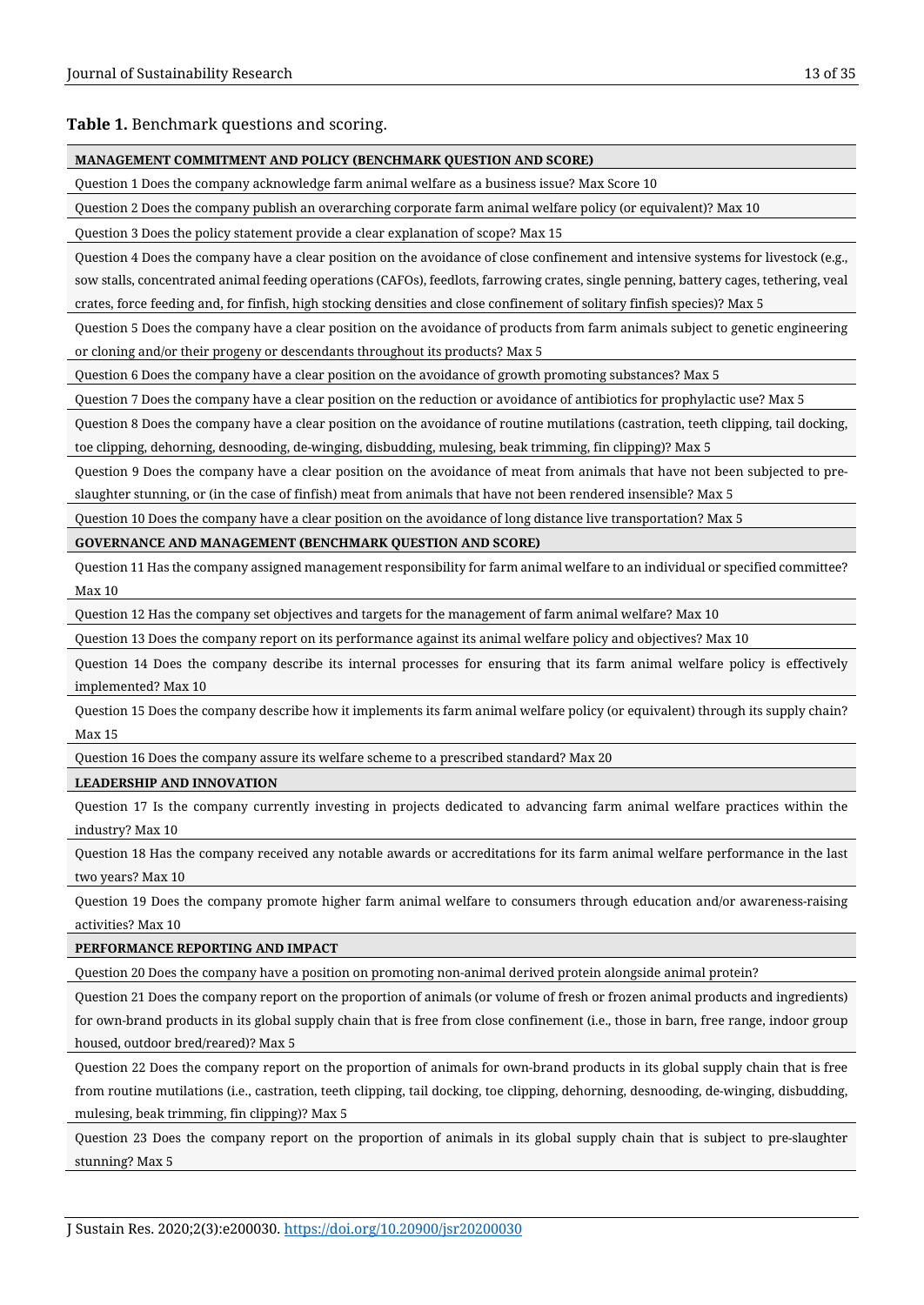**Table 1.** Benchmark questions and scoring.

| MANAGEMENT COMMITMENT AND POLICY (BENCHMARK QUESTION AND SCORE) |
| --- |
| Question 1 Does the company acknowledge farm animal welfare as a business issue? Max Score 10 |
| Question 2 Does the company publish an overarching corporate farm animal welfare policy (or equivalent)? Max 10 |
| Question 3 Does the policy statement provide a clear explanation of scope? Max 15 |
| Question 4 Does the company have a clear position on the avoidance of close confinement and intensive systems for livestock (e.g., sow stalls, concentrated animal feeding operations (CAFOs), feedlots, farrowing crates, single penning, battery cages, tethering, veal crates, force feeding and, for finfish, high stocking densities and close confinement of solitary finfish species)? Max 5 |
| Question 5 Does the company have a clear position on the avoidance of products from farm animals subject to genetic engineering or cloning and/or their progeny or descendants throughout its products? Max 5 |
| Question 6 Does the company have a clear position on the avoidance of growth promoting substances? Max 5 |
| Question 7 Does the company have a clear position on the reduction or avoidance of antibiotics for prophylactic use? Max 5 |
| Question 8 Does the company have a clear position on the avoidance of routine mutilations (castration, teeth clipping, tail docking, toe clipping, dehorning, desnooding, de-winging, disbudding, mulesing, beak trimming, fin clipping)? Max 5 |
| Question 9 Does the company have a clear position on the avoidance of meat from animals that have not been subjected to pre-slaughter stunning, or (in the case of finfish) meat from animals that have not been rendered insensible? Max 5 |
| Question 10 Does the company have a clear position on the avoidance of long distance live transportation? Max 5 |
| **GOVERNANCE AND MANAGEMENT (BENCHMARK QUESTION AND SCORE)** |
| Question 11 Has the company assigned management responsibility for farm animal welfare to an individual or specified committee? Max 10 |
| Question 12 Has the company set objectives and targets for the management of farm animal welfare? Max 10 |
| Question 13 Does the company report on its performance against its animal welfare policy and objectives? Max 10 |
| Question 14 Does the company describe its internal processes for ensuring that its farm animal welfare policy is effectively implemented? Max 10 |
| Question 15 Does the company describe how it implements its farm animal welfare policy (or equivalent) through its supply chain? Max 15 |
| Question 16 Does the company assure its welfare scheme to a prescribed standard? Max 20 |
| **LEADERSHIP AND INNOVATION** |
| Question 17 Is the company currently investing in projects dedicated to advancing farm animal welfare practices within the industry? Max 10 |
| Question 18 Has the company received any notable awards or accreditations for its farm animal welfare performance in the last two years? Max 10 |
| Question 19 Does the company promote higher farm animal welfare to consumers through education and/or awareness-raising activities? Max 10 |
| **PERFORMANCE REPORTING AND IMPACT** |
| Question 20 Does the company have a position on promoting non-animal derived protein alongside animal protein? |
| Question 21 Does the company report on the proportion of animals (or volume of fresh or frozen animal products and ingredients) for own-brand products in its global supply chain that is free from close confinement (i.e., those in barn, free range, indoor group housed, outdoor bred/reared)? Max 5 |
| Question 22 Does the company report on the proportion of animals for own-brand products in its global supply chain that is free from routine mutilations (i.e., castration, teeth clipping, tail docking, toe clipping, dehorning, desnooding, de-winging, disbudding, mulesing, beak trimming, fin clipping)? Max 5 |
| Question 23 Does the company report on the proportion of animals in its global supply chain that is subject to pre-slaughter stunning? Max 5 |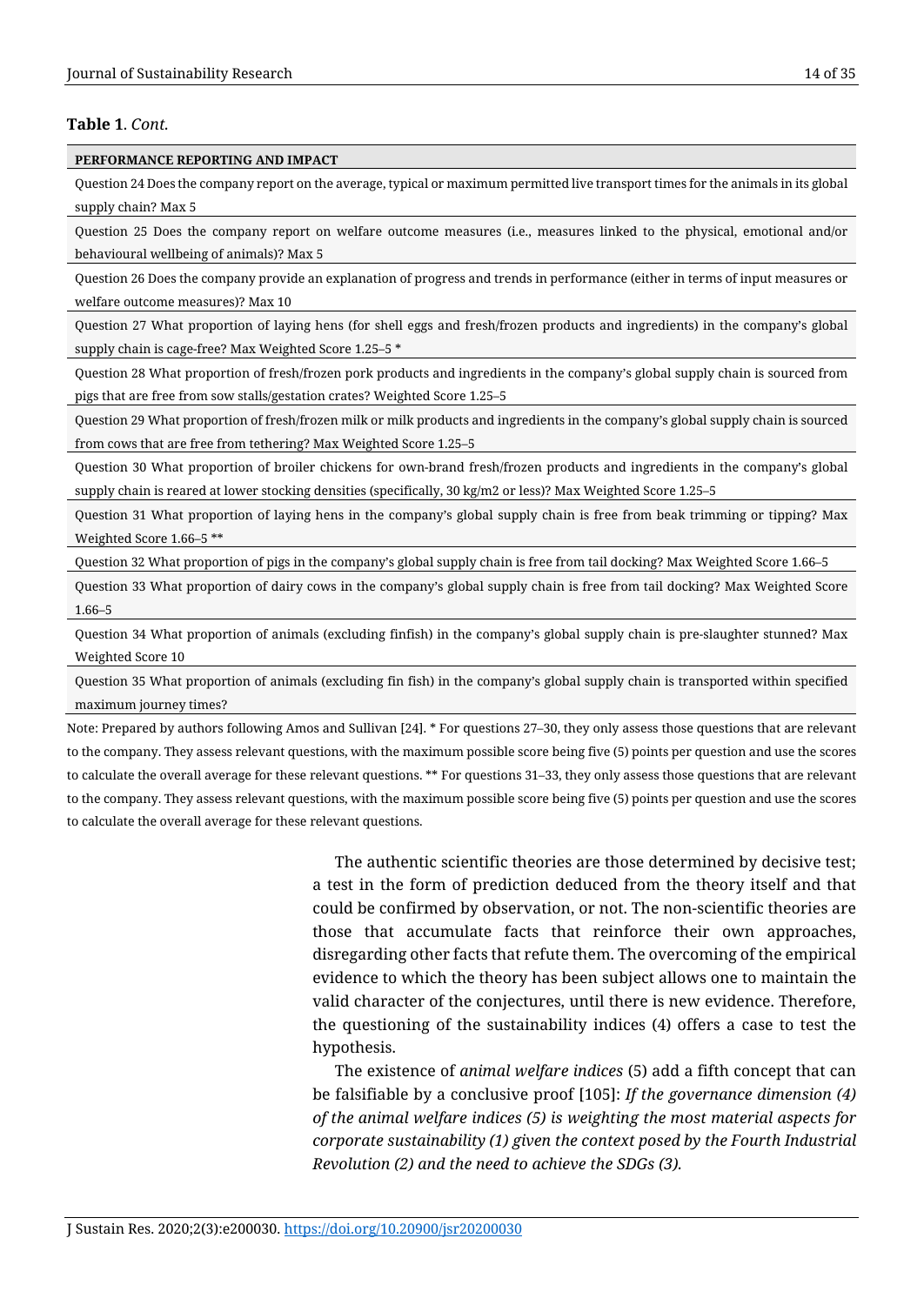**Table 1**. *Cont.*

| **PERFORMANCE REPORTING AND IMPACT** |
| --- |
| Question 24 Does the company report on the average, typical or maximum permitted live transport times for the animals in its global supply chain? Max 5 |
| Question 25 Does the company report on welfare outcome measures (i.e., measures linked to the physical, emotional and/or behavioural wellbeing of animals)? Max 5 |
| Question 26 Does the company provide an explanation of progress and trends in performance (either in terms of input measures or welfare outcome measures)? Max 10 |
| Question 27 What proportion of laying hens (for shell eggs and fresh/frozen products and ingredients) in the company's global supply chain is cage-free? Max Weighted Score 1.25–5 * |
| Question 28 What proportion of fresh/frozen pork products and ingredients in the company's global supply chain is sourced from pigs that are free from sow stalls/gestation crates? Weighted Score 1.25–5 |
| Question 29 What proportion of fresh/frozen milk or milk products and ingredients in the company's global supply chain is sourced from cows that are free from tethering? Max Weighted Score 1.25–5 |
| Question 30 What proportion of broiler chickens for own-brand fresh/frozen products and ingredients in the company's global supply chain is reared at lower stocking densities (specifically, 30 kg/m2 or less)? Max Weighted Score 1.25–5 |
| Question 31 What proportion of laying hens in the company's global supply chain is free from beak trimming or tipping? Max Weighted Score 1.66–5 ** |
| Question 32 What proportion of pigs in the company's global supply chain is free from tail docking? Max Weighted Score 1.66–5 |
| Question 33 What proportion of dairy cows in the company's global supply chain is free from tail docking? Max Weighted Score 1.66–5 |
| Question 34 What proportion of animals (excluding finfish) in the company's global supply chain is pre-slaughter stunned? Max Weighted Score 10 |
| Question 35 What proportion of animals (excluding fin fish) in the company's global supply chain is transported within specified maximum journey times? |

Note: Prepared by authors following Amos and Sullivan [24]. * For questions 27–30, they only assess those questions that are relevant to the company. They assess relevant questions, with the maximum possible score being five (5) points per question and use the scores to calculate the overall average for these relevant questions. ** For questions 31–33, they only assess those questions that are relevant to the company. They assess relevant questions, with the maximum possible score being five (5) points per question and use the scores to calculate the overall average for these relevant questions.

The authentic scientific theories are those determined by decisive test; a test in the form of prediction deduced from the theory itself and that could be confirmed by observation, or not. The non-scientific theories are those that accumulate facts that reinforce their own approaches, disregarding other facts that refute them. The overcoming of the empirical evidence to which the theory has been subject allows one to maintain the valid character of the conjectures, until there is new evidence. Therefore, the questioning of the sustainability indices (4) offers a case to test the hypothesis.

The existence of *animal welfare indices* (5) add a fifth concept that can be falsifiable by a conclusive proof [105]: *If the governance dimension (4) of the animal welfare indices (5) is weighting the most material aspects for corporate sustainability (1) given the context posed by the Fourth Industrial Revolution (2) and the need to achieve the SDGs (3).*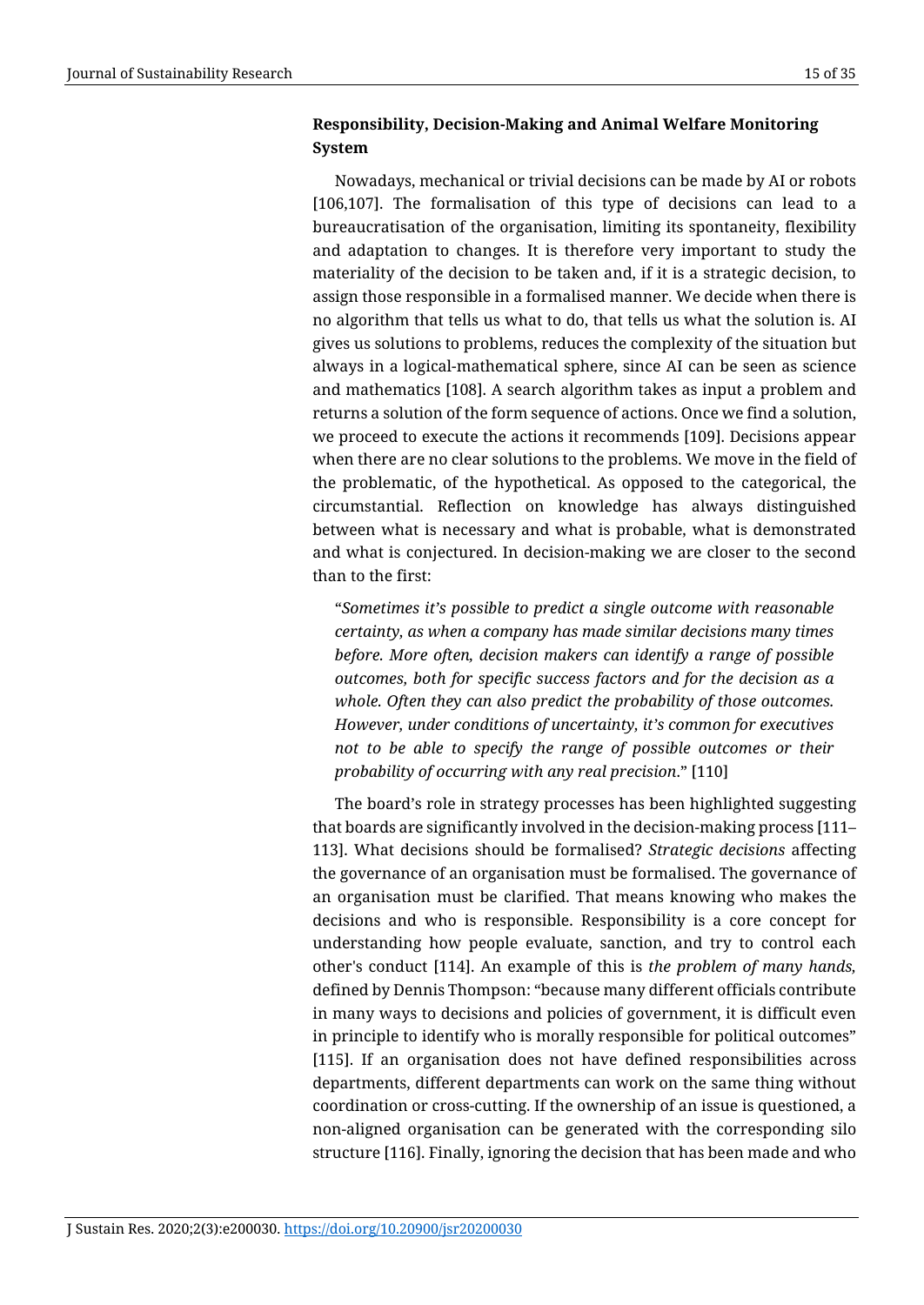### Responsibility, Decision-Making and Animal Welfare Monitoring System

Nowadays, mechanical or trivial decisions can be made by AI or robots [106,107]. The formalisation of this type of decisions can lead to a bureaucratisation of the organisation, limiting its spontaneity, flexibility and adaptation to changes. It is therefore very important to study the materiality of the decision to be taken and, if it is a strategic decision, to assign those responsible in a formalised manner. We decide when there is no algorithm that tells us what to do, that tells us what the solution is. AI gives us solutions to problems, reduces the complexity of the situation but always in a logical-mathematical sphere, since AI can be seen as science and mathematics [108]. A search algorithm takes as input a problem and returns a solution of the form sequence of actions. Once we find a solution, we proceed to execute the actions it recommends [109]. Decisions appear when there are no clear solutions to the problems. We move in the field of the problematic, of the hypothetical. As opposed to the categorical, the circumstantial. Reflection on knowledge has always distinguished between what is necessary and what is probable, what is demonstrated and what is conjectured. In decision-making we are closer to the second than to the first:

> "*Sometimes it's possible to predict a single outcome with reasonable certainty, as when a company has made similar decisions many times before. More often, decision makers can identify a range of possible outcomes, both for specific success factors and for the decision as a whole. Often they can also predict the probability of those outcomes. However, under conditions of uncertainty, it's common for executives not to be able to specify the range of possible outcomes or their probability of occurring with any real precision.*" [110]

The board's role in strategy processes has been highlighted suggesting that boards are significantly involved in the decision-making process [111–113]. What decisions should be formalised? *Strategic decisions* affecting the governance of an organisation must be formalised. The governance of an organisation must be clarified. That means knowing who makes the decisions and who is responsible. Responsibility is a core concept for understanding how people evaluate, sanction, and try to control each other's conduct [114]. An example of this is *the problem of many hands,* defined by Dennis Thompson: "because many different officials contribute in many ways to decisions and policies of government, it is difficult even in principle to identify who is morally responsible for political outcomes" [115]. If an organisation does not have defined responsibilities across departments, different departments can work on the same thing without coordination or cross-cutting. If the ownership of an issue is questioned, a non-aligned organisation can be generated with the corresponding silo structure [116]. Finally, ignoring the decision that has been made and who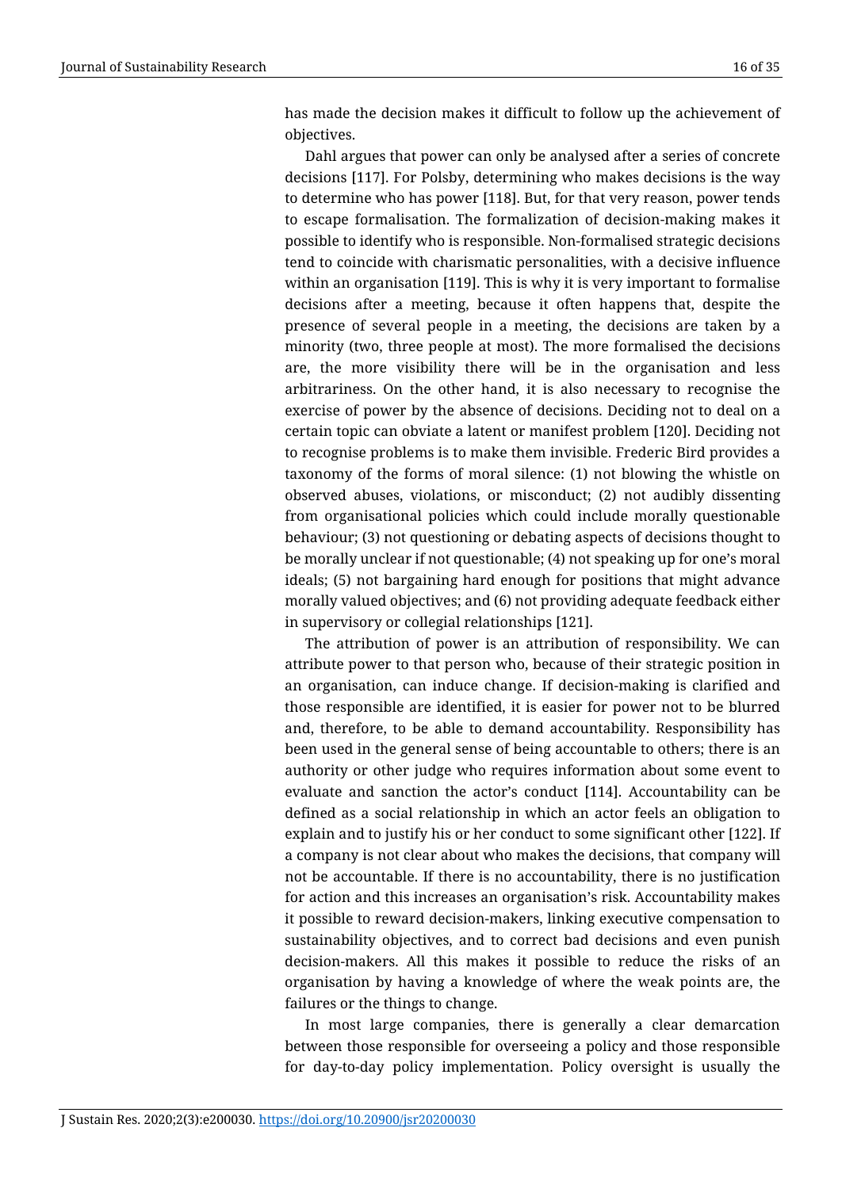has made the decision makes it difficult to follow up the achievement of objectives.

Dahl argues that power can only be analysed after a series of concrete decisions [117]. For Polsby, determining who makes decisions is the way to determine who has power [118]. But, for that very reason, power tends to escape formalisation. The formalization of decision-making makes it possible to identify who is responsible. Non-formalised strategic decisions tend to coincide with charismatic personalities, with a decisive influence within an organisation [119]. This is why it is very important to formalise decisions after a meeting, because it often happens that, despite the presence of several people in a meeting, the decisions are taken by a minority (two, three people at most). The more formalised the decisions are, the more visibility there will be in the organisation and less arbitrariness. On the other hand, it is also necessary to recognise the exercise of power by the absence of decisions. Deciding not to deal on a certain topic can obviate a latent or manifest problem [120]. Deciding not to recognise problems is to make them invisible. Frederic Bird provides a taxonomy of the forms of moral silence: (1) not blowing the whistle on observed abuses, violations, or misconduct; (2) not audibly dissenting from organisational policies which could include morally questionable behaviour; (3) not questioning or debating aspects of decisions thought to be morally unclear if not questionable; (4) not speaking up for one's moral ideals; (5) not bargaining hard enough for positions that might advance morally valued objectives; and (6) not providing adequate feedback either in supervisory or collegial relationships [121].

The attribution of power is an attribution of responsibility. We can attribute power to that person who, because of their strategic position in an organisation, can induce change. If decision-making is clarified and those responsible are identified, it is easier for power not to be blurred and, therefore, to be able to demand accountability. Responsibility has been used in the general sense of being accountable to others; there is an authority or other judge who requires information about some event to evaluate and sanction the actor's conduct [114]. Accountability can be defined as a social relationship in which an actor feels an obligation to explain and to justify his or her conduct to some significant other [122]. If a company is not clear about who makes the decisions, that company will not be accountable. If there is no accountability, there is no justification for action and this increases an organisation's risk. Accountability makes it possible to reward decision-makers, linking executive compensation to sustainability objectives, and to correct bad decisions and even punish decision-makers. All this makes it possible to reduce the risks of an organisation by having a knowledge of where the weak points are, the failures or the things to change.

In most large companies, there is generally a clear demarcation between those responsible for overseeing a policy and those responsible for day-to-day policy implementation. Policy oversight is usually the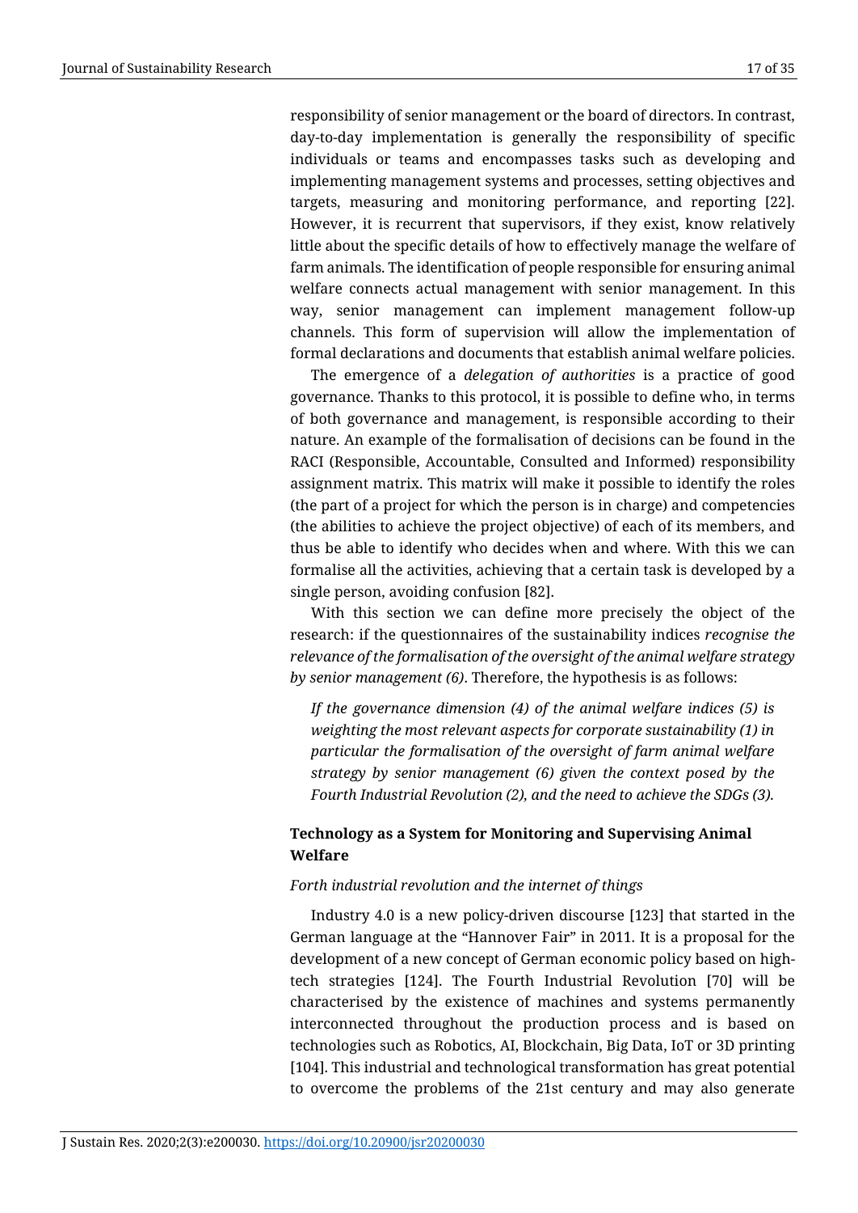responsibility of senior management or the board of directors. In contrast, day-to-day implementation is generally the responsibility of specific individuals or teams and encompasses tasks such as developing and implementing management systems and processes, setting objectives and targets, measuring and monitoring performance, and reporting [22]. However, it is recurrent that supervisors, if they exist, know relatively little about the specific details of how to effectively manage the welfare of farm animals. The identification of people responsible for ensuring animal welfare connects actual management with senior management. In this way, senior management can implement management follow-up channels. This form of supervision will allow the implementation of formal declarations and documents that establish animal welfare policies.

The emergence of a *delegation of authorities* is a practice of good governance. Thanks to this protocol, it is possible to define who, in terms of both governance and management, is responsible according to their nature. An example of the formalisation of decisions can be found in the RACI (Responsible, Accountable, Consulted and Informed) responsibility assignment matrix. This matrix will make it possible to identify the roles (the part of a project for which the person is in charge) and competencies (the abilities to achieve the project objective) of each of its members, and thus be able to identify who decides when and where. With this we can formalise all the activities, achieving that a certain task is developed by a single person, avoiding confusion [82].

With this section we can define more precisely the object of the research: if the questionnaires of the sustainability indices *recognise the relevance of the formalisation of the oversight of the animal welfare strategy by senior management (6)*. Therefore, the hypothesis is as follows:

> *If the governance dimension (4) of the animal welfare indices (5) is weighting the most relevant aspects for corporate sustainability (1) in particular the formalisation of the oversight of farm animal welfare strategy by senior management (6) given the context posed by the Fourth Industrial Revolution (2), and the need to achieve the SDGs (3).*

### Technology as a System for Monitoring and Supervising Animal Welfare

*Forth industrial revolution and the internet of things*

Industry 4.0 is a new policy-driven discourse [123] that started in the German language at the "Hannover Fair" in 2011. It is a proposal for the development of a new concept of German economic policy based on high-tech strategies [124]. The Fourth Industrial Revolution [70] will be characterised by the existence of machines and systems permanently interconnected throughout the production process and is based on technologies such as Robotics, AI, Blockchain, Big Data, IoT or 3D printing [104]. This industrial and technological transformation has great potential to overcome the problems of the 21st century and may also generate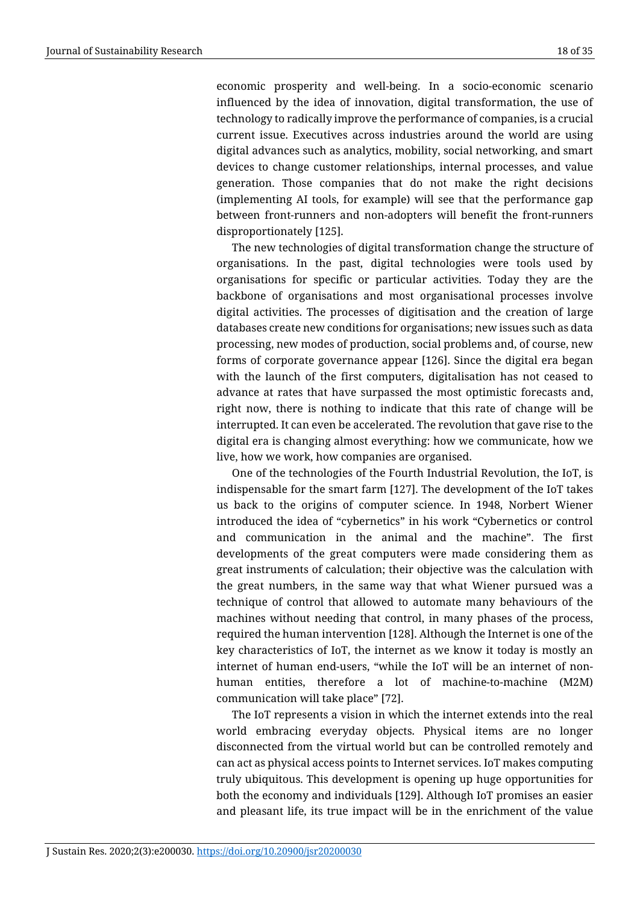economic prosperity and well-being. In a socio-economic scenario influenced by the idea of innovation, digital transformation, the use of technology to radically improve the performance of companies, is a crucial current issue. Executives across industries around the world are using digital advances such as analytics, mobility, social networking, and smart devices to change customer relationships, internal processes, and value generation. Those companies that do not make the right decisions (implementing AI tools, for example) will see that the performance gap between front-runners and non-adopters will benefit the front-runners disproportionately [125].

The new technologies of digital transformation change the structure of organisations. In the past, digital technologies were tools used by organisations for specific or particular activities. Today they are the backbone of organisations and most organisational processes involve digital activities. The processes of digitisation and the creation of large databases create new conditions for organisations; new issues such as data processing, new modes of production, social problems and, of course, new forms of corporate governance appear [126]. Since the digital era began with the launch of the first computers, digitalisation has not ceased to advance at rates that have surpassed the most optimistic forecasts and, right now, there is nothing to indicate that this rate of change will be interrupted. It can even be accelerated. The revolution that gave rise to the digital era is changing almost everything: how we communicate, how we live, how we work, how companies are organised.

One of the technologies of the Fourth Industrial Revolution, the IoT, is indispensable for the smart farm [127]. The development of the IoT takes us back to the origins of computer science. In 1948, Norbert Wiener introduced the idea of "cybernetics" in his work "Cybernetics or control and communication in the animal and the machine". The first developments of the great computers were made considering them as great instruments of calculation; their objective was the calculation with the great numbers, in the same way that what Wiener pursued was a technique of control that allowed to automate many behaviours of the machines without needing that control, in many phases of the process, required the human intervention [128]. Although the Internet is one of the key characteristics of IoT, the internet as we know it today is mostly an internet of human end-users, "while the IoT will be an internet of non-human entities, therefore a lot of machine-to-machine (M2M) communication will take place" [72].

The IoT represents a vision in which the internet extends into the real world embracing everyday objects. Physical items are no longer disconnected from the virtual world but can be controlled remotely and can act as physical access points to Internet services. IoT makes computing truly ubiquitous. This development is opening up huge opportunities for both the economy and individuals [129]. Although IoT promises an easier and pleasant life, its true impact will be in the enrichment of the value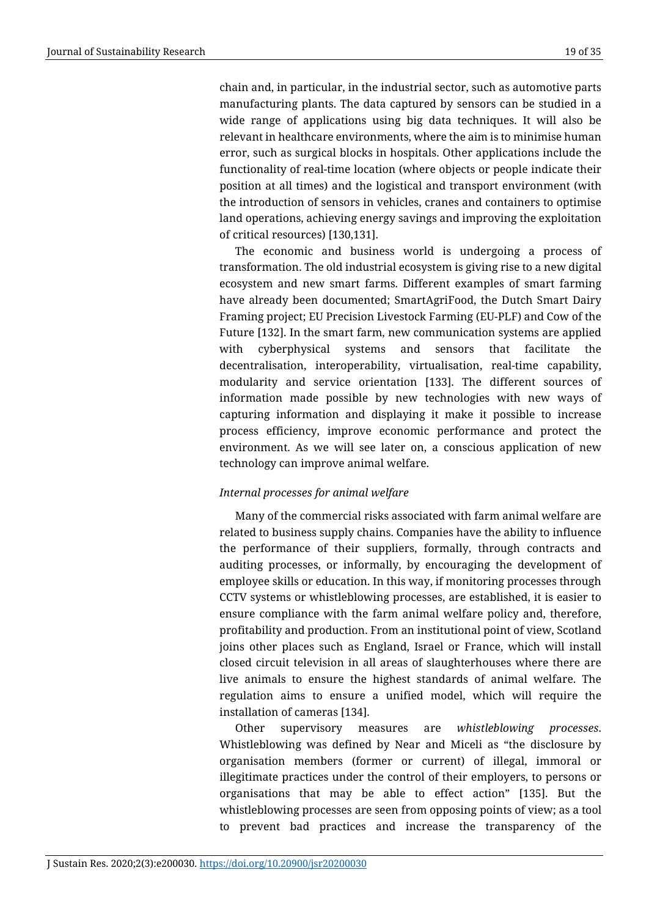chain and, in particular, in the industrial sector, such as automotive parts manufacturing plants. The data captured by sensors can be studied in a wide range of applications using big data techniques. It will also be relevant in healthcare environments, where the aim is to minimise human error, such as surgical blocks in hospitals. Other applications include the functionality of real-time location (where objects or people indicate their position at all times) and the logistical and transport environment (with the introduction of sensors in vehicles, cranes and containers to optimise land operations, achieving energy savings and improving the exploitation of critical resources) [130,131].

The economic and business world is undergoing a process of transformation. The old industrial ecosystem is giving rise to a new digital ecosystem and new smart farms. Different examples of smart farming have already been documented; SmartAgriFood, the Dutch Smart Dairy Framing project; EU Precision Livestock Farming (EU-PLF) and Cow of the Future [132]. In the smart farm, new communication systems are applied with cyberphysical systems and sensors that facilitate the decentralisation, interoperability, virtualisation, real-time capability, modularity and service orientation [133]. The different sources of information made possible by new technologies with new ways of capturing information and displaying it make it possible to increase process efficiency, improve economic performance and protect the environment. As we will see later on, a conscious application of new technology can improve animal welfare.

*Internal processes for animal welfare*

Many of the commercial risks associated with farm animal welfare are related to business supply chains. Companies have the ability to influence the performance of their suppliers, formally, through contracts and auditing processes, or informally, by encouraging the development of employee skills or education. In this way, if monitoring processes through CCTV systems or whistleblowing processes, are established, it is easier to ensure compliance with the farm animal welfare policy and, therefore, profitability and production. From an institutional point of view, Scotland joins other places such as England, Israel or France, which will install closed circuit television in all areas of slaughterhouses where there are live animals to ensure the highest standards of animal welfare. The regulation aims to ensure a unified model, which will require the installation of cameras [134].

Other supervisory measures are *whistleblowing processes*. Whistleblowing was defined by Near and Miceli as "the disclosure by organisation members (former or current) of illegal, immoral or illegitimate practices under the control of their employers, to persons or organisations that may be able to effect action" [135]. But the whistleblowing processes are seen from opposing points of view; as a tool to prevent bad practices and increase the transparency of the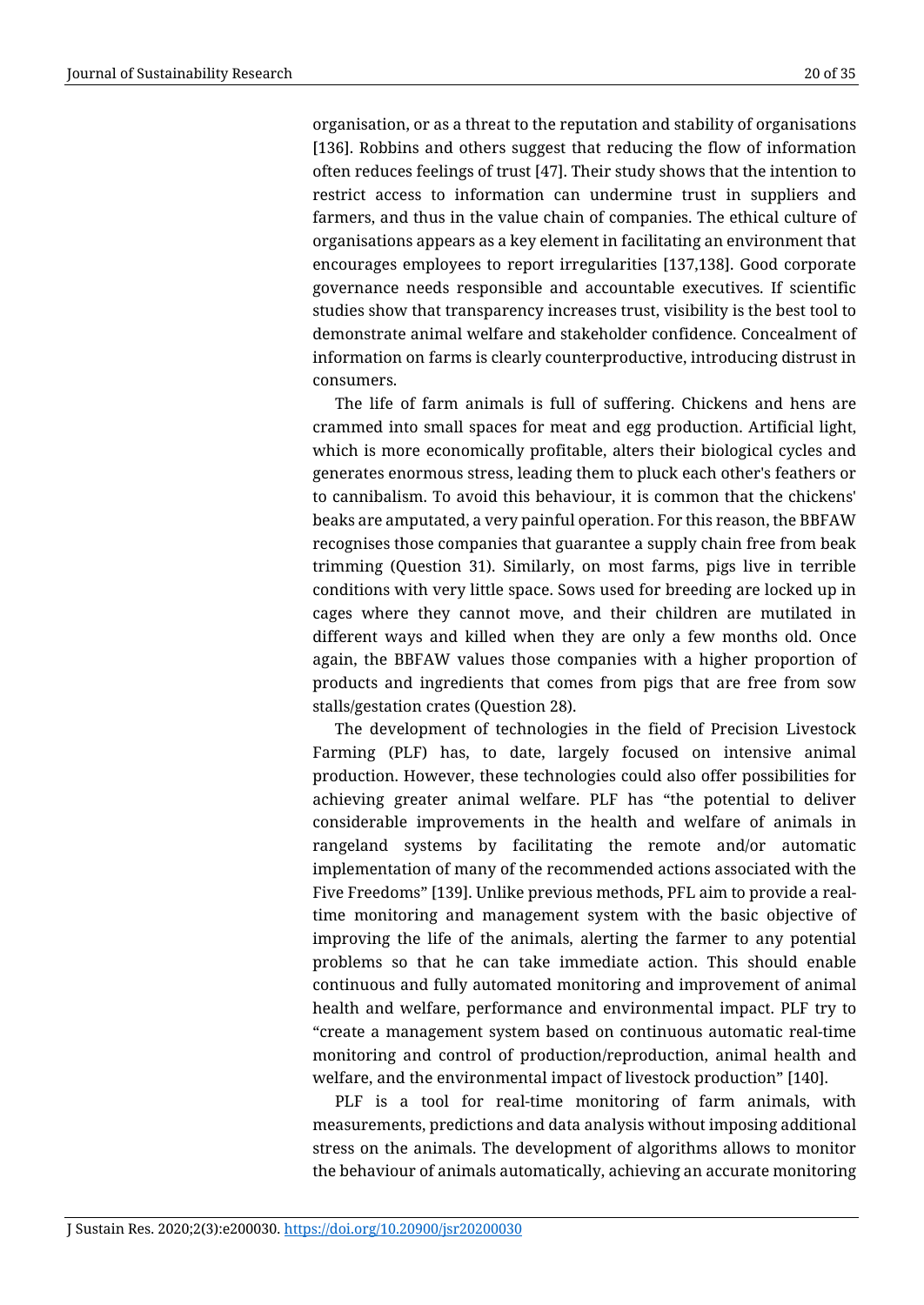organisation, or as a threat to the reputation and stability of organisations [136]. Robbins and others suggest that reducing the flow of information often reduces feelings of trust [47]. Their study shows that the intention to restrict access to information can undermine trust in suppliers and farmers, and thus in the value chain of companies. The ethical culture of organisations appears as a key element in facilitating an environment that encourages employees to report irregularities [137,138]. Good corporate governance needs responsible and accountable executives. If scientific studies show that transparency increases trust, visibility is the best tool to demonstrate animal welfare and stakeholder confidence. Concealment of information on farms is clearly counterproductive, introducing distrust in consumers.

The life of farm animals is full of suffering. Chickens and hens are crammed into small spaces for meat and egg production. Artificial light, which is more economically profitable, alters their biological cycles and generates enormous stress, leading them to pluck each other's feathers or to cannibalism. To avoid this behaviour, it is common that the chickens' beaks are amputated, a very painful operation. For this reason, the BBFAW recognises those companies that guarantee a supply chain free from beak trimming (Question 31). Similarly, on most farms, pigs live in terrible conditions with very little space. Sows used for breeding are locked up in cages where they cannot move, and their children are mutilated in different ways and killed when they are only a few months old. Once again, the BBFAW values those companies with a higher proportion of products and ingredients that comes from pigs that are free from sow stalls/gestation crates (Question 28).

The development of technologies in the field of Precision Livestock Farming (PLF) has, to date, largely focused on intensive animal production. However, these technologies could also offer possibilities for achieving greater animal welfare. PLF has "the potential to deliver considerable improvements in the health and welfare of animals in rangeland systems by facilitating the remote and/or automatic implementation of many of the recommended actions associated with the Five Freedoms" [139]. Unlike previous methods, PFL aim to provide a real-time monitoring and management system with the basic objective of improving the life of the animals, alerting the farmer to any potential problems so that he can take immediate action. This should enable continuous and fully automated monitoring and improvement of animal health and welfare, performance and environmental impact. PLF try to "create a management system based on continuous automatic real-time monitoring and control of production/reproduction, animal health and welfare, and the environmental impact of livestock production" [140].

PLF is a tool for real-time monitoring of farm animals, with measurements, predictions and data analysis without imposing additional stress on the animals. The development of algorithms allows to monitor the behaviour of animals automatically, achieving an accurate monitoring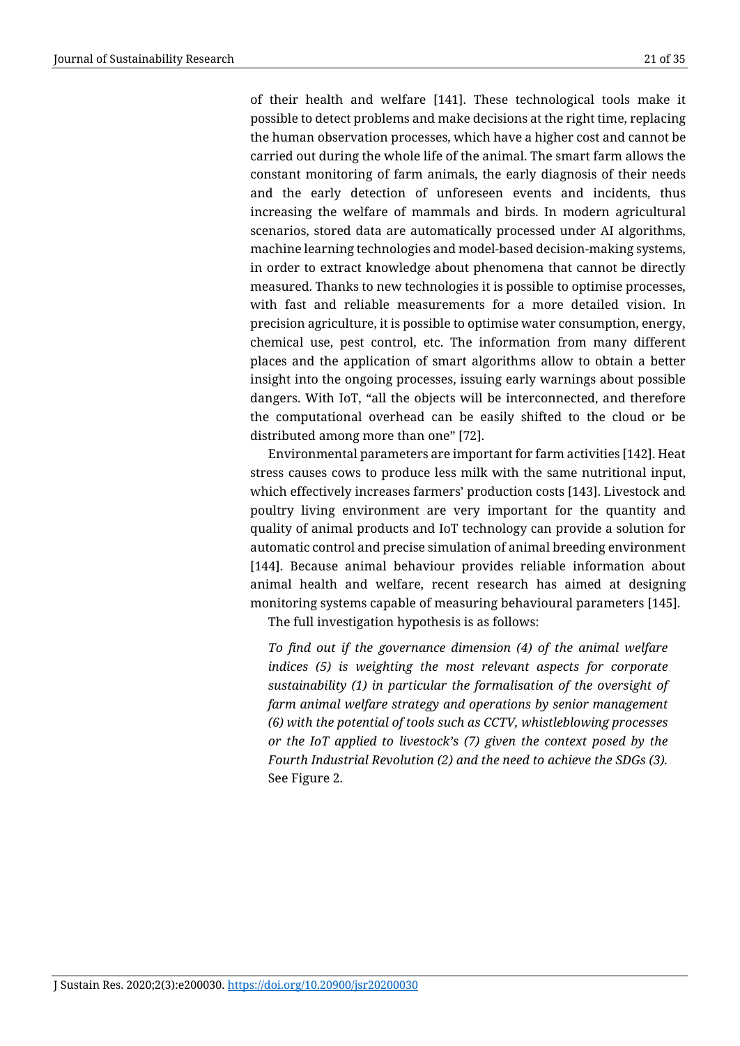of their health and welfare [141]. These technological tools make it possible to detect problems and make decisions at the right time, replacing the human observation processes, which have a higher cost and cannot be carried out during the whole life of the animal. The smart farm allows the constant monitoring of farm animals, the early diagnosis of their needs and the early detection of unforeseen events and incidents, thus increasing the welfare of mammals and birds. In modern agricultural scenarios, stored data are automatically processed under AI algorithms, machine learning technologies and model-based decision-making systems, in order to extract knowledge about phenomena that cannot be directly measured. Thanks to new technologies it is possible to optimise processes, with fast and reliable measurements for a more detailed vision. In precision agriculture, it is possible to optimise water consumption, energy, chemical use, pest control, etc. The information from many different places and the application of smart algorithms allow to obtain a better insight into the ongoing processes, issuing early warnings about possible dangers. With IoT, "all the objects will be interconnected, and therefore the computational overhead can be easily shifted to the cloud or be distributed among more than one" [72].

Environmental parameters are important for farm activities [142]. Heat stress causes cows to produce less milk with the same nutritional input, which effectively increases farmers' production costs [143]. Livestock and poultry living environment are very important for the quantity and quality of animal products and IoT technology can provide a solution for automatic control and precise simulation of animal breeding environment [144]. Because animal behaviour provides reliable information about animal health and welfare, recent research has aimed at designing monitoring systems capable of measuring behavioural parameters [145].

The full investigation hypothesis is as follows:

*To find out if the governance dimension (4) of the animal welfare indices (5) is weighting the most relevant aspects for corporate sustainability (1) in particular the formalisation of the oversight of farm animal welfare strategy and operations by senior management (6) with the potential of tools such as CCTV, whistleblowing processes or the IoT applied to livestock's (7) given the context posed by the Fourth Industrial Revolution (2) and the need to achieve the SDGs (3).* See Figure 2.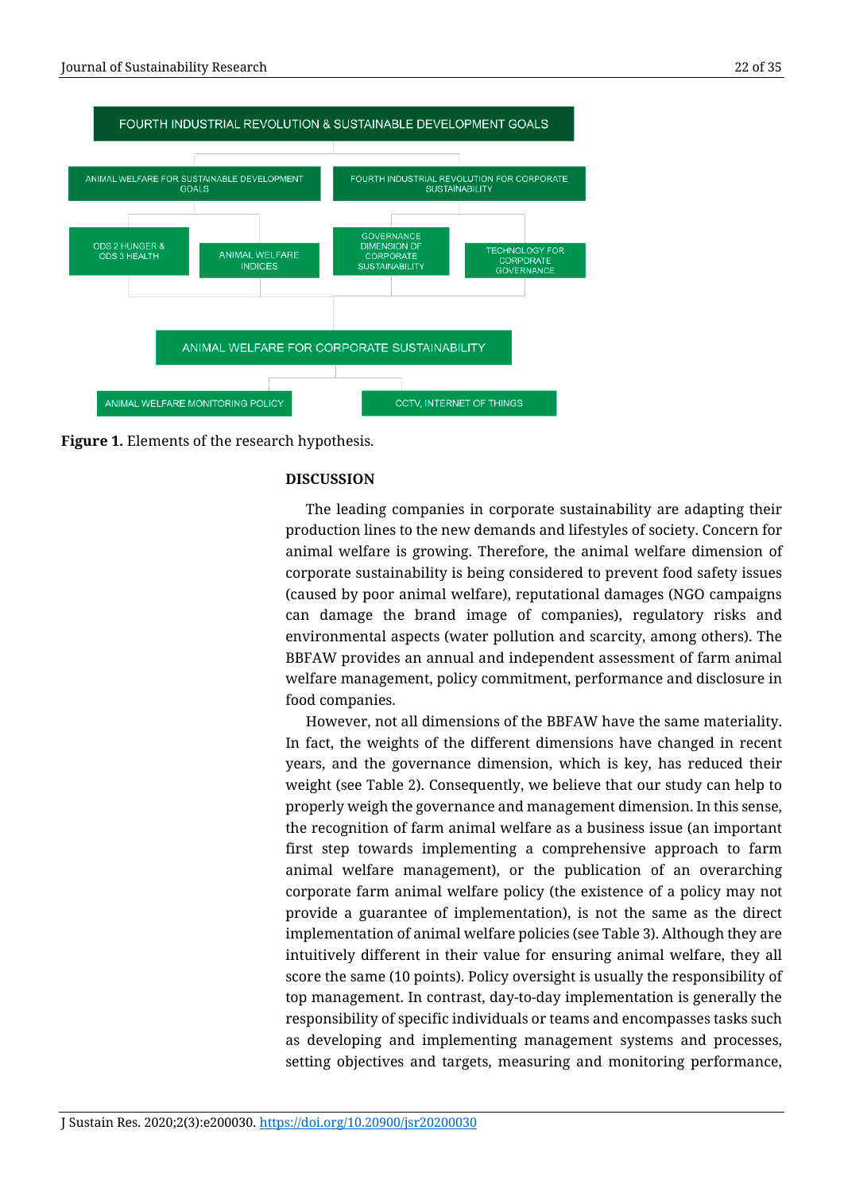FOURTH INDUSTRIAL REVOLUTION & SUSTAINABLE DEVELOPMENT GOALS

ANIMAL WELFARE FOR SUSTAINABLE DEVELOPMENT GOALS

FOURTH INDUSTRIAL REVOLUTION FOR CORPORATE SUSTAINABILITY

ODS 2 HUNGER & ODS 3 HEALTH

ANIMAL WELFARE INDICES

GOVERNANCE DIMENSION OF CORPORATE SUSTAINABILITY

TECHNOLOGY FOR CORPORATE GOVERNANCE

ANIMAL WELFARE FOR CORPORATE SUSTAINABILITY

ANIMAL WELFARE MONITORING POLICY

CCTV, INTERNET OF THINGS

**Figure 1.** Elements of the research hypothesis.

## DISCUSSION

The leading companies in corporate sustainability are adapting their production lines to the new demands and lifestyles of society. Concern for animal welfare is growing. Therefore, the animal welfare dimension of corporate sustainability is being considered to prevent food safety issues (caused by poor animal welfare), reputational damages (NGO campaigns can damage the brand image of companies), regulatory risks and environmental aspects (water pollution and scarcity, among others). The BBFAW provides an annual and independent assessment of farm animal welfare management, policy commitment, performance and disclosure in food companies.

However, not all dimensions of the BBFAW have the same materiality. In fact, the weights of the different dimensions have changed in recent years, and the governance dimension, which is key, has reduced their weight (see Table 2). Consequently, we believe that our study can help to properly weigh the governance and management dimension. In this sense, the recognition of farm animal welfare as a business issue (an important first step towards implementing a comprehensive approach to farm animal welfare management), or the publication of an overarching corporate farm animal welfare policy (the existence of a policy may not provide a guarantee of implementation), is not the same as the direct implementation of animal welfare policies (see Table 3). Although they are intuitively different in their value for ensuring animal welfare, they all score the same (10 points). Policy oversight is usually the responsibility of top management. In contrast, day-to-day implementation is generally the responsibility of specific individuals or teams and encompasses tasks such as developing and implementing management systems and processes, setting objectives and targets, measuring and monitoring performance,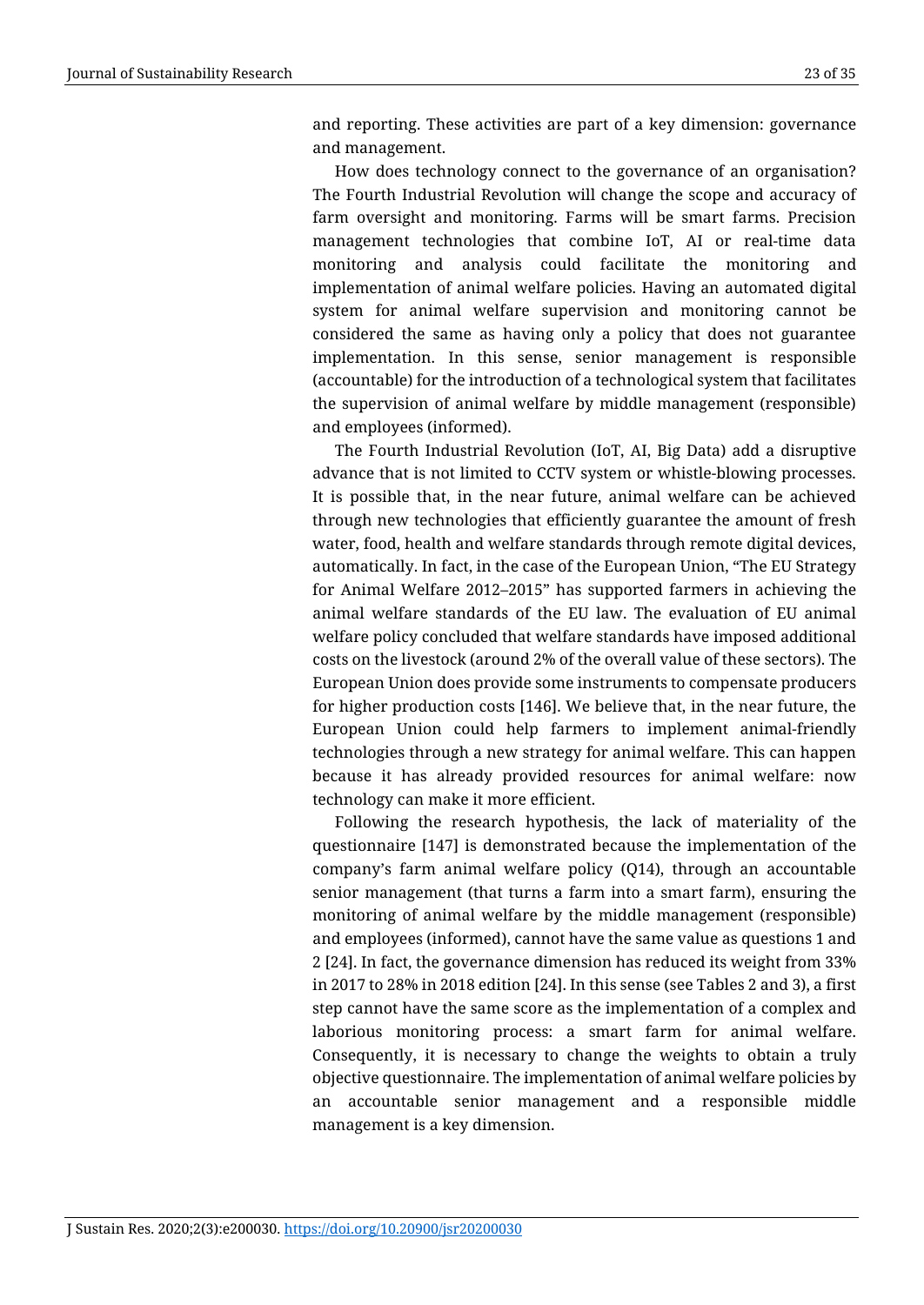and reporting. These activities are part of a key dimension: governance and management.

How does technology connect to the governance of an organisation? The Fourth Industrial Revolution will change the scope and accuracy of farm oversight and monitoring. Farms will be smart farms. Precision management technologies that combine IoT, AI or real-time data monitoring and analysis could facilitate the monitoring and implementation of animal welfare policies. Having an automated digital system for animal welfare supervision and monitoring cannot be considered the same as having only a policy that does not guarantee implementation. In this sense, senior management is responsible (accountable) for the introduction of a technological system that facilitates the supervision of animal welfare by middle management (responsible) and employees (informed).

The Fourth Industrial Revolution (IoT, AI, Big Data) add a disruptive advance that is not limited to CCTV system or whistle-blowing processes. It is possible that, in the near future, animal welfare can be achieved through new technologies that efficiently guarantee the amount of fresh water, food, health and welfare standards through remote digital devices, automatically. In fact, in the case of the European Union, "The EU Strategy for Animal Welfare 2012–2015" has supported farmers in achieving the animal welfare standards of the EU law. The evaluation of EU animal welfare policy concluded that welfare standards have imposed additional costs on the livestock (around 2% of the overall value of these sectors). The European Union does provide some instruments to compensate producers for higher production costs [146]. We believe that, in the near future, the European Union could help farmers to implement animal-friendly technologies through a new strategy for animal welfare. This can happen because it has already provided resources for animal welfare: now technology can make it more efficient.

Following the research hypothesis, the lack of materiality of the questionnaire [147] is demonstrated because the implementation of the company's farm animal welfare policy (Q14), through an accountable senior management (that turns a farm into a smart farm), ensuring the monitoring of animal welfare by the middle management (responsible) and employees (informed), cannot have the same value as questions 1 and 2 [24]. In fact, the governance dimension has reduced its weight from 33% in 2017 to 28% in 2018 edition [24]. In this sense (see Tables 2 and 3), a first step cannot have the same score as the implementation of a complex and laborious monitoring process: a smart farm for animal welfare. Consequently, it is necessary to change the weights to obtain a truly objective questionnaire. The implementation of animal welfare policies by an accountable senior management and a responsible middle management is a key dimension.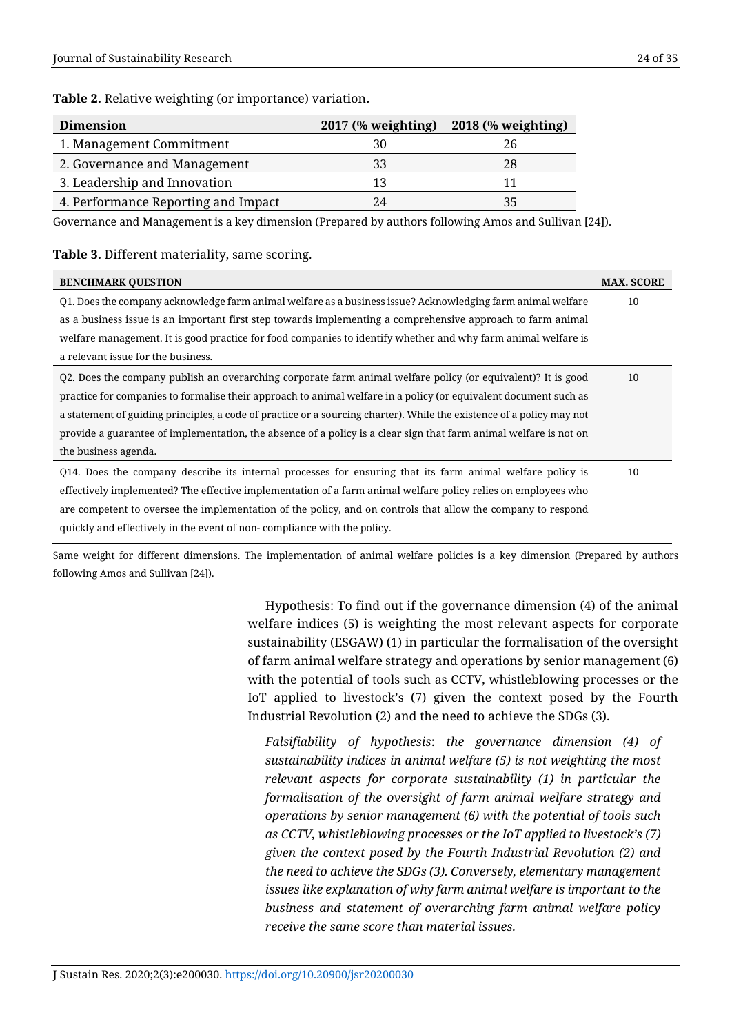**Table 2.** Relative weighting (or importance) variation**.**

| Dimension | 2017 (% weighting) | 2018 (% weighting) |
|---|---|---|
| 1. Management Commitment | 30 | 26 |
| 2. Governance and Management | 33 | 28 |
| 3. Leadership and Innovation | 13 | 11 |
| 4. Performance Reporting and Impact | 24 | 35 |

Governance and Management is a key dimension (Prepared by authors following Amos and Sullivan [24]).

**Table 3.** Different materiality, same scoring.

| BENCHMARK QUESTION | MAX. SCORE |
|---|---|
| Q1. Does the company acknowledge farm animal welfare as a business issue? Acknowledging farm animal welfare as a business issue is an important first step towards implementing a comprehensive approach to farm animal welfare management. It is good practice for food companies to identify whether and why farm animal welfare is a relevant issue for the business. | 10 |
| Q2. Does the company publish an overarching corporate farm animal welfare policy (or equivalent)? It is good practice for companies to formalise their approach to animal welfare in a policy (or equivalent document such as a statement of guiding principles, a code of practice or a sourcing charter). While the existence of a policy may not provide a guarantee of implementation, the absence of a policy is a clear sign that farm animal welfare is not on the business agenda. | 10 |
| Q14. Does the company describe its internal processes for ensuring that its farm animal welfare policy is effectively implemented? The effective implementation of a farm animal welfare policy relies on employees who are competent to oversee the implementation of the policy, and on controls that allow the company to respond quickly and effectively in the event of non- compliance with the policy. | 10 |

Same weight for different dimensions. The implementation of animal welfare policies is a key dimension (Prepared by authors following Amos and Sullivan [24]).

Hypothesis: To find out if the governance dimension (4) of the animal welfare indices (5) is weighting the most relevant aspects for corporate sustainability (ESGAW) (1) in particular the formalisation of the oversight of farm animal welfare strategy and operations by senior management (6) with the potential of tools such as CCTV, whistleblowing processes or the IoT applied to livestock's (7) given the context posed by the Fourth Industrial Revolution (2) and the need to achieve the SDGs (3).

> *Falsifiability of hypothesis*: *the governance dimension (4) of sustainability indices in animal welfare (5) is not weighting the most relevant aspects for corporate sustainability (1) in particular the formalisation of the oversight of farm animal welfare strategy and operations by senior management (6) with the potential of tools such as CCTV, whistleblowing processes or the IoT applied to livestock's (7) given the context posed by the Fourth Industrial Revolution (2) and the need to achieve the SDGs (3). Conversely, elementary management issues like explanation of why farm animal welfare is important to the business and statement of overarching farm animal welfare policy receive the same score than material issues.*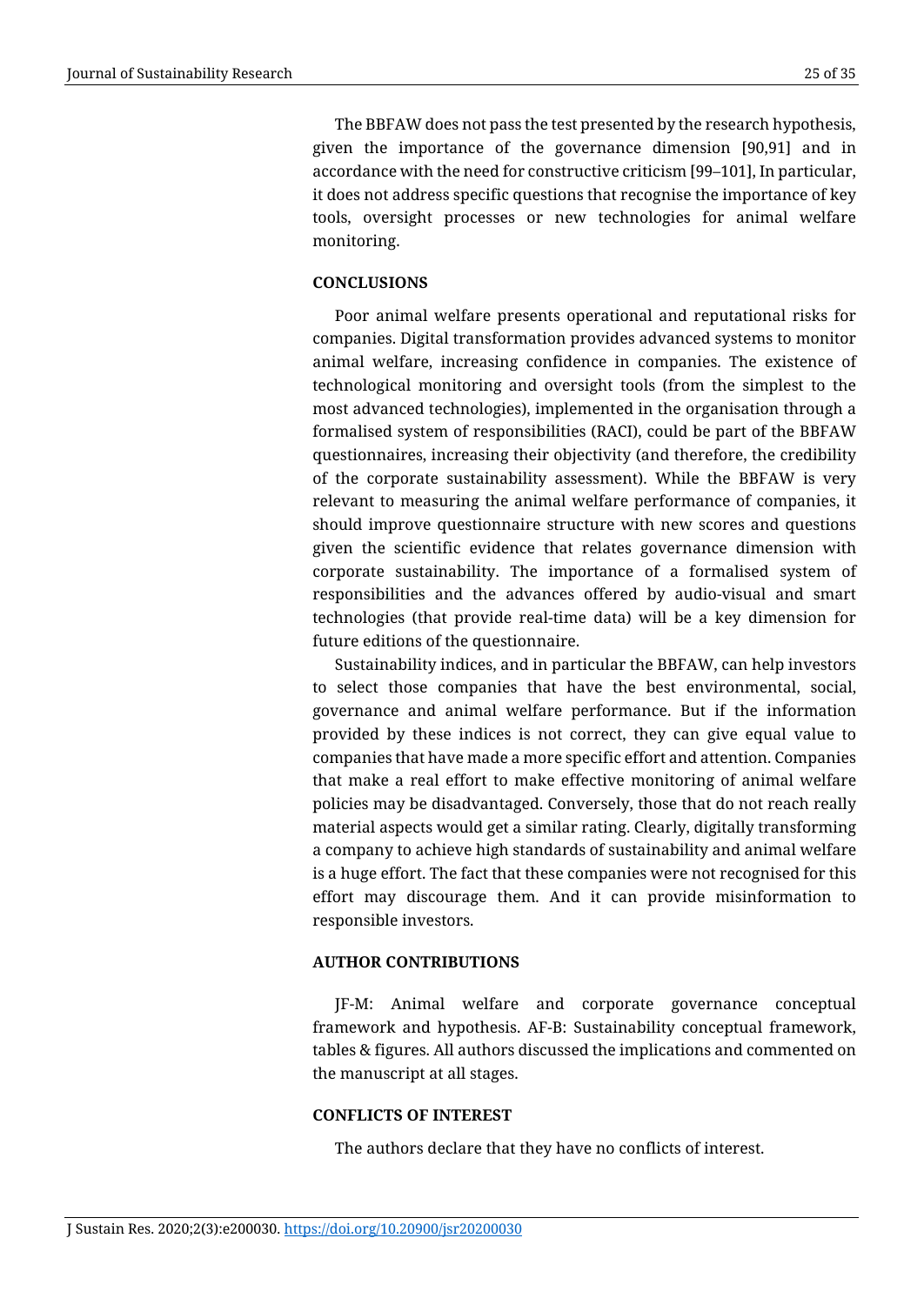The BBFAW does not pass the test presented by the research hypothesis, given the importance of the governance dimension [90,91] and in accordance with the need for constructive criticism [99–101], In particular, it does not address specific questions that recognise the importance of key tools, oversight processes or new technologies for animal welfare monitoring.

## CONCLUSIONS

Poor animal welfare presents operational and reputational risks for companies. Digital transformation provides advanced systems to monitor animal welfare, increasing confidence in companies. The existence of technological monitoring and oversight tools (from the simplest to the most advanced technologies), implemented in the organisation through a formalised system of responsibilities (RACI), could be part of the BBFAW questionnaires, increasing their objectivity (and therefore, the credibility of the corporate sustainability assessment). While the BBFAW is very relevant to measuring the animal welfare performance of companies, it should improve questionnaire structure with new scores and questions given the scientific evidence that relates governance dimension with corporate sustainability. The importance of a formalised system of responsibilities and the advances offered by audio-visual and smart technologies (that provide real-time data) will be a key dimension for future editions of the questionnaire.

Sustainability indices, and in particular the BBFAW, can help investors to select those companies that have the best environmental, social, governance and animal welfare performance. But if the information provided by these indices is not correct, they can give equal value to companies that have made a more specific effort and attention. Companies that make a real effort to make effective monitoring of animal welfare policies may be disadvantaged. Conversely, those that do not reach really material aspects would get a similar rating. Clearly, digitally transforming a company to achieve high standards of sustainability and animal welfare is a huge effort. The fact that these companies were not recognised for this effort may discourage them. And it can provide misinformation to responsible investors.

## AUTHOR CONTRIBUTIONS

JF-M: Animal welfare and corporate governance conceptual framework and hypothesis. AF-B: Sustainability conceptual framework, tables & figures. All authors discussed the implications and commented on the manuscript at all stages.

## CONFLICTS OF INTEREST

The authors declare that they have no conflicts of interest.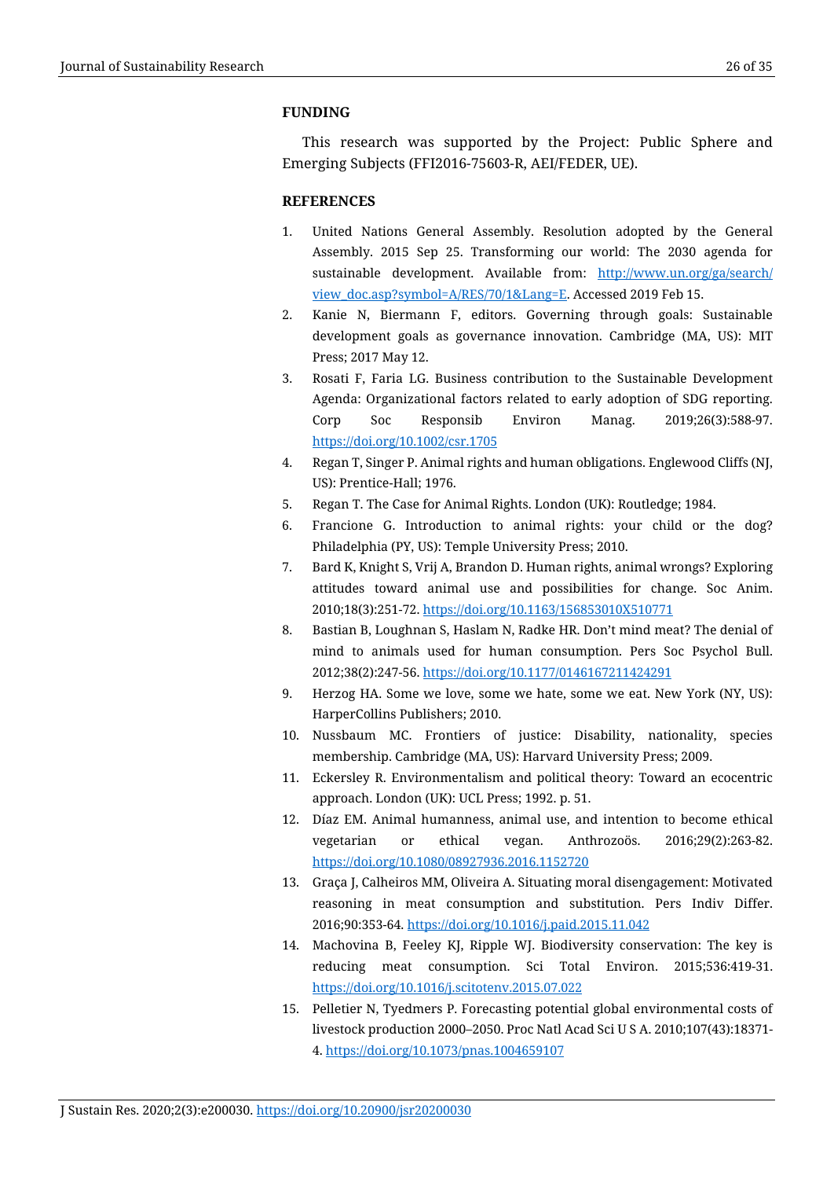## FUNDING

This research was supported by the Project: Public Sphere and Emerging Subjects (FFI2016-75603-R, AEI/FEDER, UE).

## REFERENCES

1. United Nations General Assembly. Resolution adopted by the General Assembly. 2015 Sep 25. Transforming our world: The 2030 agenda for sustainable development. Available from: http://www.un.org/ga/search/view_doc.asp?symbol=A/RES/70/1&Lang=E. Accessed 2019 Feb 15.
2. Kanie N, Biermann F, editors. Governing through goals: Sustainable development goals as governance innovation. Cambridge (MA, US): MIT Press; 2017 May 12.
3. Rosati F, Faria LG. Business contribution to the Sustainable Development Agenda: Organizational factors related to early adoption of SDG reporting. Corp Soc Responsib Environ Manag. 2019;26(3):588-97. https://doi.org/10.1002/csr.1705
4. Regan T, Singer P. Animal rights and human obligations. Englewood Cliffs (NJ, US): Prentice-Hall; 1976.
5. Regan T. The Case for Animal Rights. London (UK): Routledge; 1984.
6. Francione G. Introduction to animal rights: your child or the dog? Philadelphia (PY, US): Temple University Press; 2010.
7. Bard K, Knight S, Vrij A, Brandon D. Human rights, animal wrongs? Exploring attitudes toward animal use and possibilities for change. Soc Anim. 2010;18(3):251-72. https://doi.org/10.1163/156853010X510771
8. Bastian B, Loughnan S, Haslam N, Radke HR. Don't mind meat? The denial of mind to animals used for human consumption. Pers Soc Psychol Bull. 2012;38(2):247-56. https://doi.org/10.1177/0146167211424291
9. Herzog HA. Some we love, some we hate, some we eat. New York (NY, US): HarperCollins Publishers; 2010.
10. Nussbaum MC. Frontiers of justice: Disability, nationality, species membership. Cambridge (MA, US): Harvard University Press; 2009.
11. Eckersley R. Environmentalism and political theory: Toward an ecocentric approach. London (UK): UCL Press; 1992. p. 51.
12. Díaz EM. Animal humanness, animal use, and intention to become ethical vegetarian or ethical vegan. Anthrozoös. 2016;29(2):263-82. https://doi.org/10.1080/08927936.2016.1152720
13. Graça J, Calheiros MM, Oliveira A. Situating moral disengagement: Motivated reasoning in meat consumption and substitution. Pers Indiv Differ. 2016;90:353-64. https://doi.org/10.1016/j.paid.2015.11.042
14. Machovina B, Feeley KJ, Ripple WJ. Biodiversity conservation: The key is reducing meat consumption. Sci Total Environ. 2015;536:419-31. https://doi.org/10.1016/j.scitotenv.2015.07.022
15. Pelletier N, Tyedmers P. Forecasting potential global environmental costs of livestock production 2000–2050. Proc Natl Acad Sci U S A. 2010;107(43):18371-4. https://doi.org/10.1073/pnas.1004659107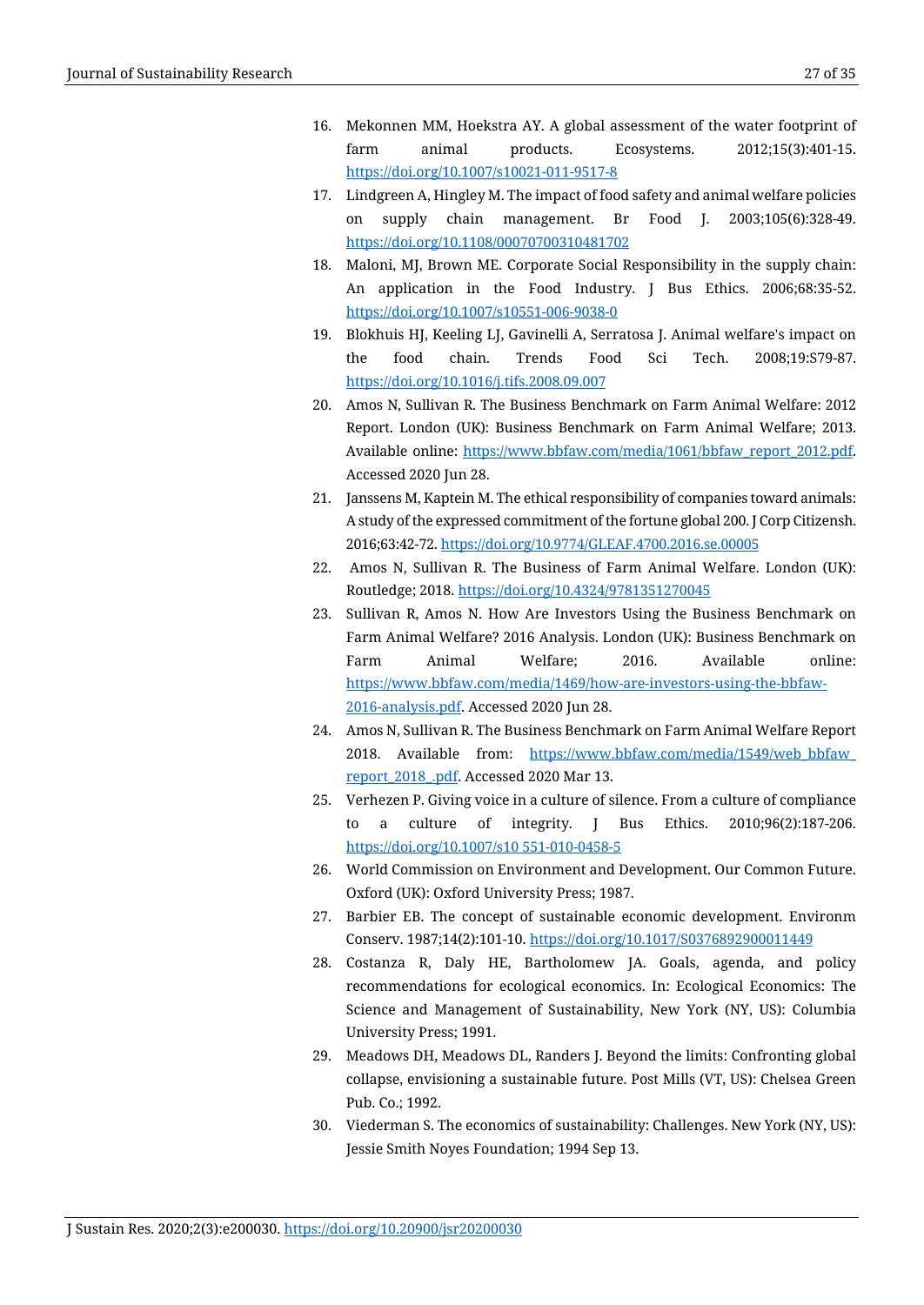16. Mekonnen MM, Hoekstra AY. A global assessment of the water footprint of farm animal products. Ecosystems. 2012;15(3):401-15. https://doi.org/10.1007/s10021-011-9517-8
17. Lindgreen A, Hingley M. The impact of food safety and animal welfare policies on supply chain management. Br Food J. 2003;105(6):328-49. https://doi.org/10.1108/00070700310481702
18. Maloni, MJ, Brown ME. Corporate Social Responsibility in the supply chain: An application in the Food Industry. J Bus Ethics. 2006;68:35-52. https://doi.org/10.1007/s10551-006-9038-0
19. Blokhuis HJ, Keeling LJ, Gavinelli A, Serratosa J. Animal welfare's impact on the food chain. Trends Food Sci Tech. 2008;19:S79-87. https://doi.org/10.1016/j.tifs.2008.09.007
20. Amos N, Sullivan R. The Business Benchmark on Farm Animal Welfare: 2012 Report. London (UK): Business Benchmark on Farm Animal Welfare; 2013. Available online: https://www.bbfaw.com/media/1061/bbfaw_report_2012.pdf. Accessed 2020 Jun 28.
21. Janssens M, Kaptein M. The ethical responsibility of companies toward animals: A study of the expressed commitment of the fortune global 200. J Corp Citizensh. 2016;63:42-72. https://doi.org/10.9774/GLEAF.4700.2016.se.00005
22. Amos N, Sullivan R. The Business of Farm Animal Welfare. London (UK): Routledge; 2018. https://doi.org/10.4324/9781351270045
23. Sullivan R, Amos N. How Are Investors Using the Business Benchmark on Farm Animal Welfare? 2016 Analysis. London (UK): Business Benchmark on Farm Animal Welfare; 2016. Available online: https://www.bbfaw.com/media/1469/how-are-investors-using-the-bbfaw-2016-analysis.pdf. Accessed 2020 Jun 28.
24. Amos N, Sullivan R. The Business Benchmark on Farm Animal Welfare Report 2018. Available from: https://www.bbfaw.com/media/1549/web_bbfaw_report_2018_.pdf. Accessed 2020 Mar 13.
25. Verhezen P. Giving voice in a culture of silence. From a culture of compliance to a culture of integrity. J Bus Ethics. 2010;96(2):187-206. https://doi.org/10.1007/s10 551-010-0458-5
26. World Commission on Environment and Development. Our Common Future. Oxford (UK): Oxford University Press; 1987.
27. Barbier EB. The concept of sustainable economic development. Environm Conserv. 1987;14(2):101-10. https://doi.org/10.1017/S0376892900011449
28. Costanza R, Daly HE, Bartholomew JA. Goals, agenda, and policy recommendations for ecological economics. In: Ecological Economics: The Science and Management of Sustainability, New York (NY, US): Columbia University Press; 1991.
29. Meadows DH, Meadows DL, Randers J. Beyond the limits: Confronting global collapse, envisioning a sustainable future. Post Mills (VT, US): Chelsea Green Pub. Co.; 1992.
30. Viederman S. The economics of sustainability: Challenges. New York (NY, US): Jessie Smith Noyes Foundation; 1994 Sep 13.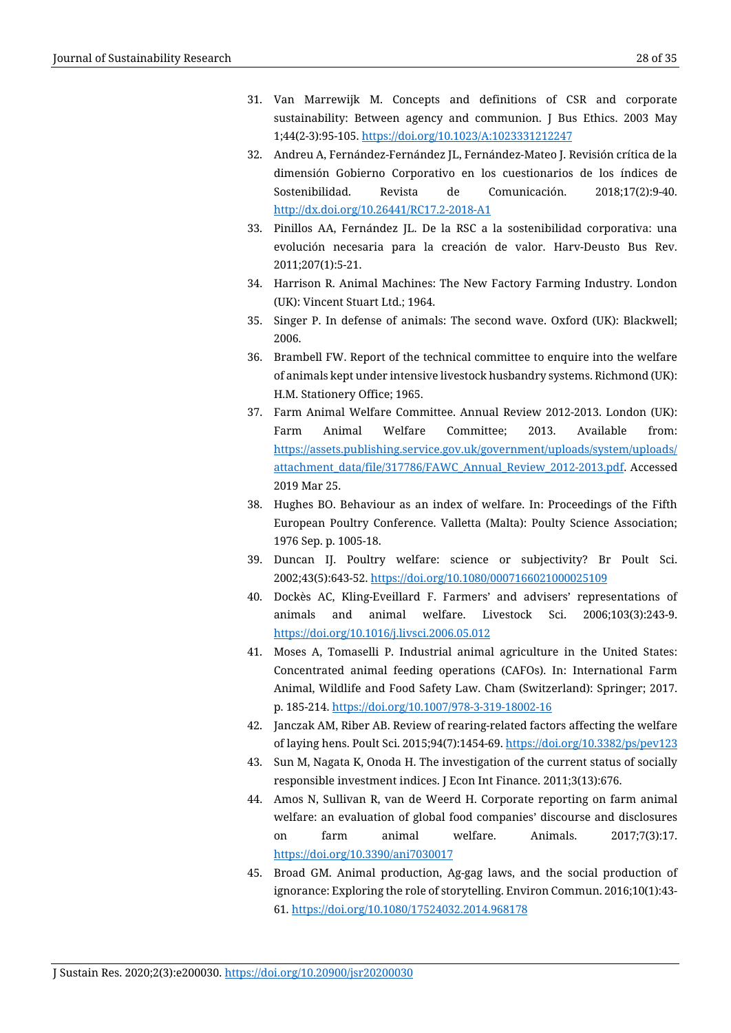31. Van Marrewijk M. Concepts and definitions of CSR and corporate sustainability: Between agency and communion. J Bus Ethics. 2003 May 1;44(2-3):95-105. https://doi.org/10.1023/A:1023331212247
32. Andreu A, Fernández-Fernández JL, Fernández-Mateo J. Revisión crítica de la dimensión Gobierno Corporativo en los cuestionarios de los índices de Sostenibilidad. Revista de Comunicación. 2018;17(2):9-40. http://dx.doi.org/10.26441/RC17.2-2018-A1
33. Pinillos AA, Fernández JL. De la RSC a la sostenibilidad corporativa: una evolución necesaria para la creación de valor. Harv-Deusto Bus Rev. 2011;207(1):5-21.
34. Harrison R. Animal Machines: The New Factory Farming Industry. London (UK): Vincent Stuart Ltd.; 1964.
35. Singer P. In defense of animals: The second wave. Oxford (UK): Blackwell; 2006.
36. Brambell FW. Report of the technical committee to enquire into the welfare of animals kept under intensive livestock husbandry systems. Richmond (UK): H.M. Stationery Office; 1965.
37. Farm Animal Welfare Committee. Annual Review 2012-2013. London (UK): Farm Animal Welfare Committee; 2013. Available from: https://assets.publishing.service.gov.uk/government/uploads/system/uploads/attachment_data/file/317786/FAWC_Annual_Review_2012-2013.pdf. Accessed 2019 Mar 25.
38. Hughes BO. Behaviour as an index of welfare. In: Proceedings of the Fifth European Poultry Conference. Valletta (Malta): Poulty Science Association; 1976 Sep. p. 1005-18.
39. Duncan IJ. Poultry welfare: science or subjectivity? Br Poult Sci. 2002;43(5):643-52. https://doi.org/10.1080/0007166021000025109
40. Dockès AC, Kling-Eveillard F. Farmers' and advisers' representations of animals and animal welfare. Livestock Sci. 2006;103(3):243-9. https://doi.org/10.1016/j.livsci.2006.05.012
41. Moses A, Tomaselli P. Industrial animal agriculture in the United States: Concentrated animal feeding operations (CAFOs). In: International Farm Animal, Wildlife and Food Safety Law. Cham (Switzerland): Springer; 2017. p. 185-214. https://doi.org/10.1007/978-3-319-18002-16
42. Janczak AM, Riber AB. Review of rearing-related factors affecting the welfare of laying hens. Poult Sci. 2015;94(7):1454-69. https://doi.org/10.3382/ps/pev123
43. Sun M, Nagata K, Onoda H. The investigation of the current status of socially responsible investment indices. J Econ Int Finance. 2011;3(13):676.
44. Amos N, Sullivan R, van de Weerd H. Corporate reporting on farm animal welfare: an evaluation of global food companies' discourse and disclosures on farm animal welfare. Animals. 2017;7(3):17. https://doi.org/10.3390/ani7030017
45. Broad GM. Animal production, Ag-gag laws, and the social production of ignorance: Exploring the role of storytelling. Environ Commun. 2016;10(1):43-61. https://doi.org/10.1080/17524032.2014.968178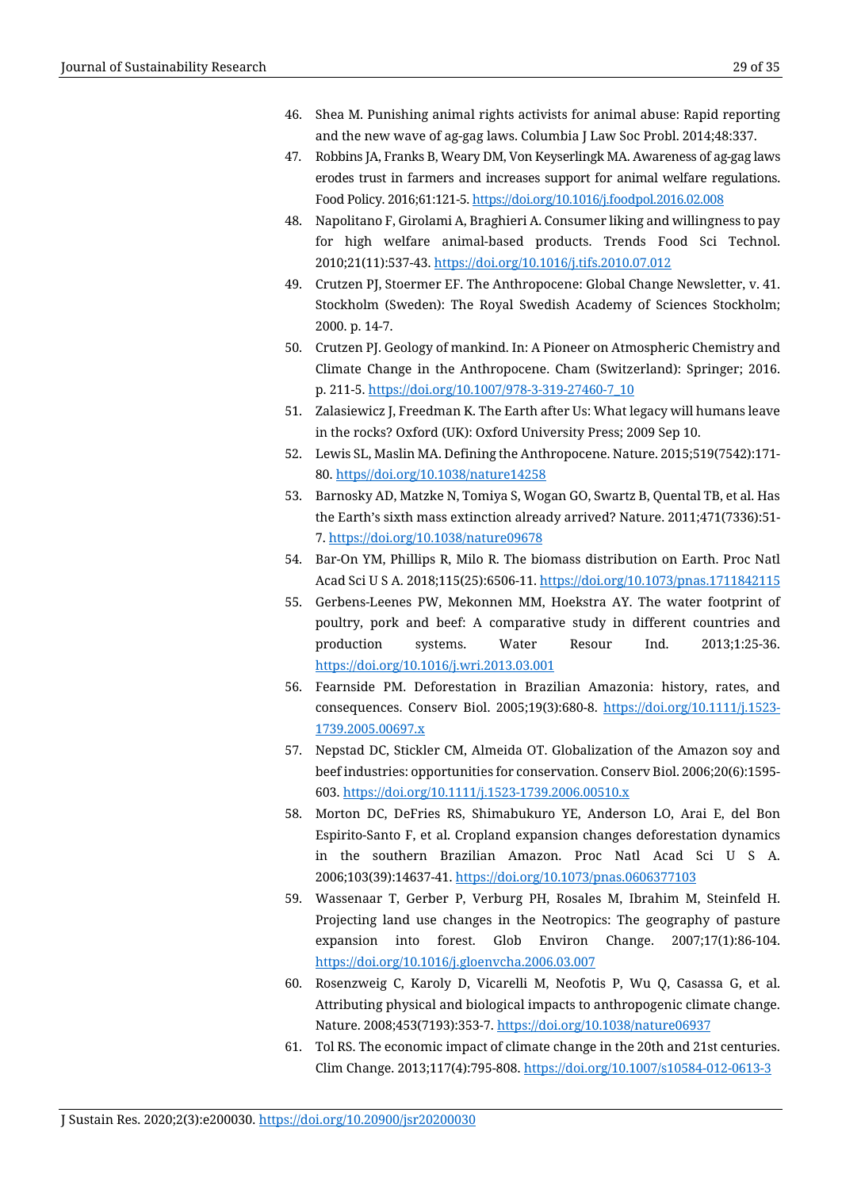46. Shea M. Punishing animal rights activists for animal abuse: Rapid reporting and the new wave of ag-gag laws. Columbia J Law Soc Probl. 2014;48:337.
47. Robbins JA, Franks B, Weary DM, Von Keyserlingk MA. Awareness of ag-gag laws erodes trust in farmers and increases support for animal welfare regulations. Food Policy. 2016;61:121-5. https://doi.org/10.1016/j.foodpol.2016.02.008
48. Napolitano F, Girolami A, Braghieri A. Consumer liking and willingness to pay for high welfare animal-based products. Trends Food Sci Technol. 2010;21(11):537-43. https://doi.org/10.1016/j.tifs.2010.07.012
49. Crutzen PJ, Stoermer EF. The Anthropocene: Global Change Newsletter, v. 41. Stockholm (Sweden): The Royal Swedish Academy of Sciences Stockholm; 2000. p. 14-7.
50. Crutzen PJ. Geology of mankind. In: A Pioneer on Atmospheric Chemistry and Climate Change in the Anthropocene. Cham (Switzerland): Springer; 2016. p. 211-5. https://doi.org/10.1007/978-3-319-27460-7_10
51. Zalasiewicz J, Freedman K. The Earth after Us: What legacy will humans leave in the rocks? Oxford (UK): Oxford University Press; 2009 Sep 10.
52. Lewis SL, Maslin MA. Defining the Anthropocene. Nature. 2015;519(7542):171-80. https//doi.org/10.1038/nature14258
53. Barnosky AD, Matzke N, Tomiya S, Wogan GO, Swartz B, Quental TB, et al. Has the Earth's sixth mass extinction already arrived? Nature. 2011;471(7336):51-7. https://doi.org/10.1038/nature09678
54. Bar-On YM, Phillips R, Milo R. The biomass distribution on Earth. Proc Natl Acad Sci U S A. 2018;115(25):6506-11. https://doi.org/10.1073/pnas.1711842115
55. Gerbens-Leenes PW, Mekonnen MM, Hoekstra AY. The water footprint of poultry, pork and beef: A comparative study in different countries and production systems. Water Resour Ind. 2013;1:25-36. https://doi.org/10.1016/j.wri.2013.03.001
56. Fearnside PM. Deforestation in Brazilian Amazonia: history, rates, and consequences. Conserv Biol. 2005;19(3):680-8. https://doi.org/10.1111/j.1523-1739.2005.00697.x
57. Nepstad DC, Stickler CM, Almeida OT. Globalization of the Amazon soy and beef industries: opportunities for conservation. Conserv Biol. 2006;20(6):1595-603. https://doi.org/10.1111/j.1523-1739.2006.00510.x
58. Morton DC, DeFries RS, Shimabukuro YE, Anderson LO, Arai E, del Bon Espirito-Santo F, et al. Cropland expansion changes deforestation dynamics in the southern Brazilian Amazon. Proc Natl Acad Sci U S A. 2006;103(39):14637-41. https://doi.org/10.1073/pnas.0606377103
59. Wassenaar T, Gerber P, Verburg PH, Rosales M, Ibrahim M, Steinfeld H. Projecting land use changes in the Neotropics: The geography of pasture expansion into forest. Glob Environ Change. 2007;17(1):86-104. https://doi.org/10.1016/j.gloenvcha.2006.03.007
60. Rosenzweig C, Karoly D, Vicarelli M, Neofotis P, Wu Q, Casassa G, et al. Attributing physical and biological impacts to anthropogenic climate change. Nature. 2008;453(7193):353-7. https://doi.org/10.1038/nature06937
61. Tol RS. The economic impact of climate change in the 20th and 21st centuries. Clim Change. 2013;117(4):795-808. https://doi.org/10.1007/s10584-012-0613-3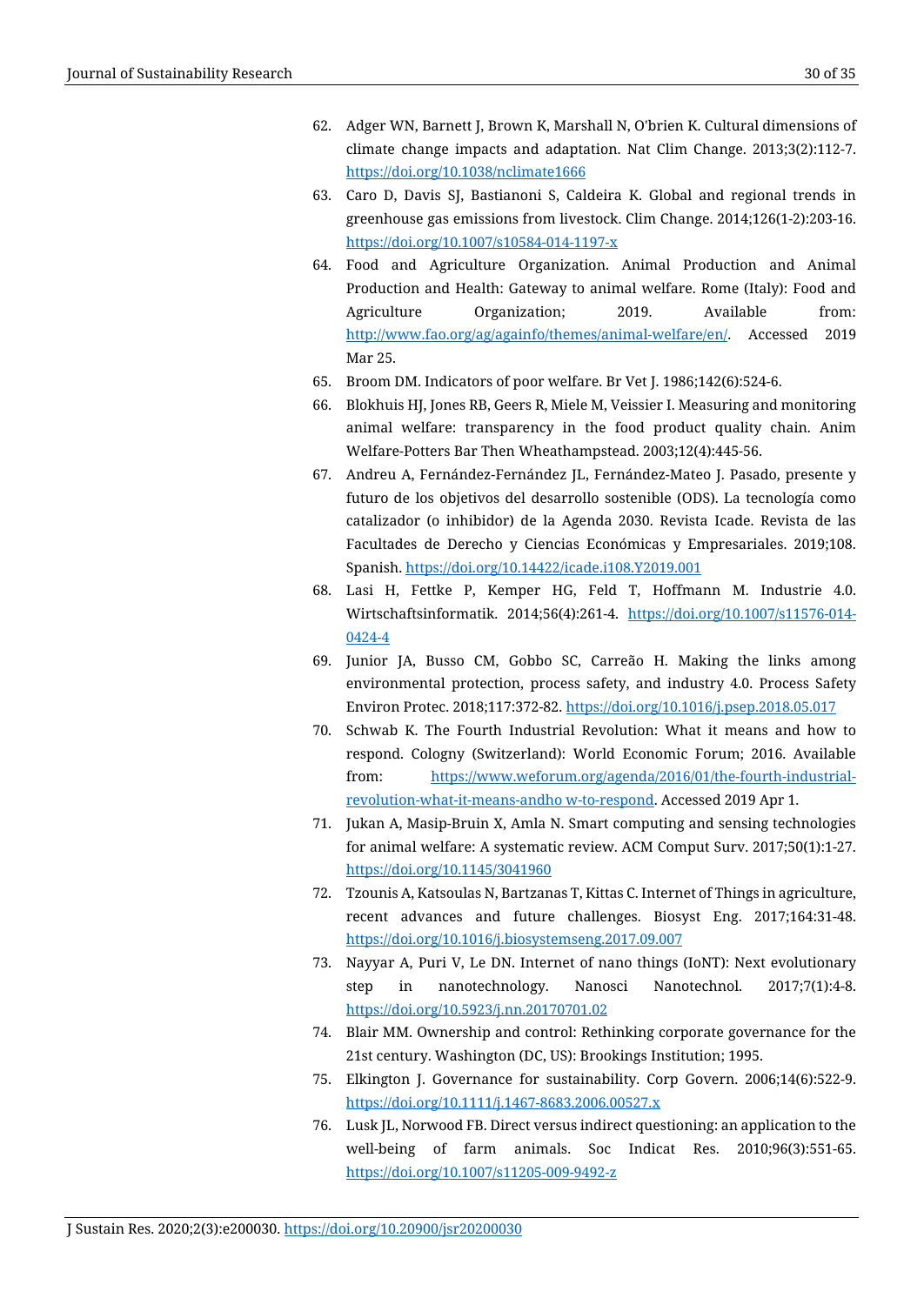62. Adger WN, Barnett J, Brown K, Marshall N, O'brien K. Cultural dimensions of climate change impacts and adaptation. Nat Clim Change. 2013;3(2):112-7. https://doi.org/10.1038/nclimate1666
63. Caro D, Davis SJ, Bastianoni S, Caldeira K. Global and regional trends in greenhouse gas emissions from livestock. Clim Change. 2014;126(1-2):203-16. https://doi.org/10.1007/s10584-014-1197-x
64. Food and Agriculture Organization. Animal Production and Animal Production and Health: Gateway to animal welfare. Rome (Italy): Food and Agriculture Organization; 2019. Available from: http://www.fao.org/ag/againfo/themes/animal-welfare/en/. Accessed 2019 Mar 25.
65. Broom DM. Indicators of poor welfare. Br Vet J. 1986;142(6):524-6.
66. Blokhuis HJ, Jones RB, Geers R, Miele M, Veissier I. Measuring and monitoring animal welfare: transparency in the food product quality chain. Anim Welfare-Potters Bar Then Wheathampstead. 2003;12(4):445-56.
67. Andreu A, Fernández-Fernández JL, Fernández-Mateo J. Pasado, presente y futuro de los objetivos del desarrollo sostenible (ODS). La tecnología como catalizador (o inhibidor) de la Agenda 2030. Revista Icade. Revista de las Facultades de Derecho y Ciencias Económicas y Empresariales. 2019;108. Spanish. https://doi.org/10.14422/icade.i108.Y2019.001
68. Lasi H, Fettke P, Kemper HG, Feld T, Hoffmann M. Industrie 4.0. Wirtschaftsinformatik. 2014;56(4):261-4. https://doi.org/10.1007/s11576-014-0424-4
69. Junior JA, Busso CM, Gobbo SC, Carreão H. Making the links among environmental protection, process safety, and industry 4.0. Process Safety Environ Protec. 2018;117:372-82. https://doi.org/10.1016/j.psep.2018.05.017
70. Schwab K. The Fourth Industrial Revolution: What it means and how to respond. Cologny (Switzerland): World Economic Forum; 2016. Available from: https://www.weforum.org/agenda/2016/01/the-fourth-industrial-revolution-what-it-means-andho w-to-respond. Accessed 2019 Apr 1.
71. Jukan A, Masip-Bruin X, Amla N. Smart computing and sensing technologies for animal welfare: A systematic review. ACM Comput Surv. 2017;50(1):1-27. https://doi.org/10.1145/3041960
72. Tzounis A, Katsoulas N, Bartzanas T, Kittas C. Internet of Things in agriculture, recent advances and future challenges. Biosyst Eng. 2017;164:31-48. https://doi.org/10.1016/j.biosystemseng.2017.09.007
73. Nayyar A, Puri V, Le DN. Internet of nano things (IoNT): Next evolutionary step in nanotechnology. Nanosci Nanotechnol. 2017;7(1):4-8. https://doi.org/10.5923/j.nn.20170701.02
74. Blair MM. Ownership and control: Rethinking corporate governance for the 21st century. Washington (DC, US): Brookings Institution; 1995.
75. Elkington J. Governance for sustainability. Corp Govern. 2006;14(6):522-9. https://doi.org/10.1111/j.1467-8683.2006.00527.x
76. Lusk JL, Norwood FB. Direct versus indirect questioning: an application to the well-being of farm animals. Soc Indicat Res. 2010;96(3):551-65. https://doi.org/10.1007/s11205-009-9492-z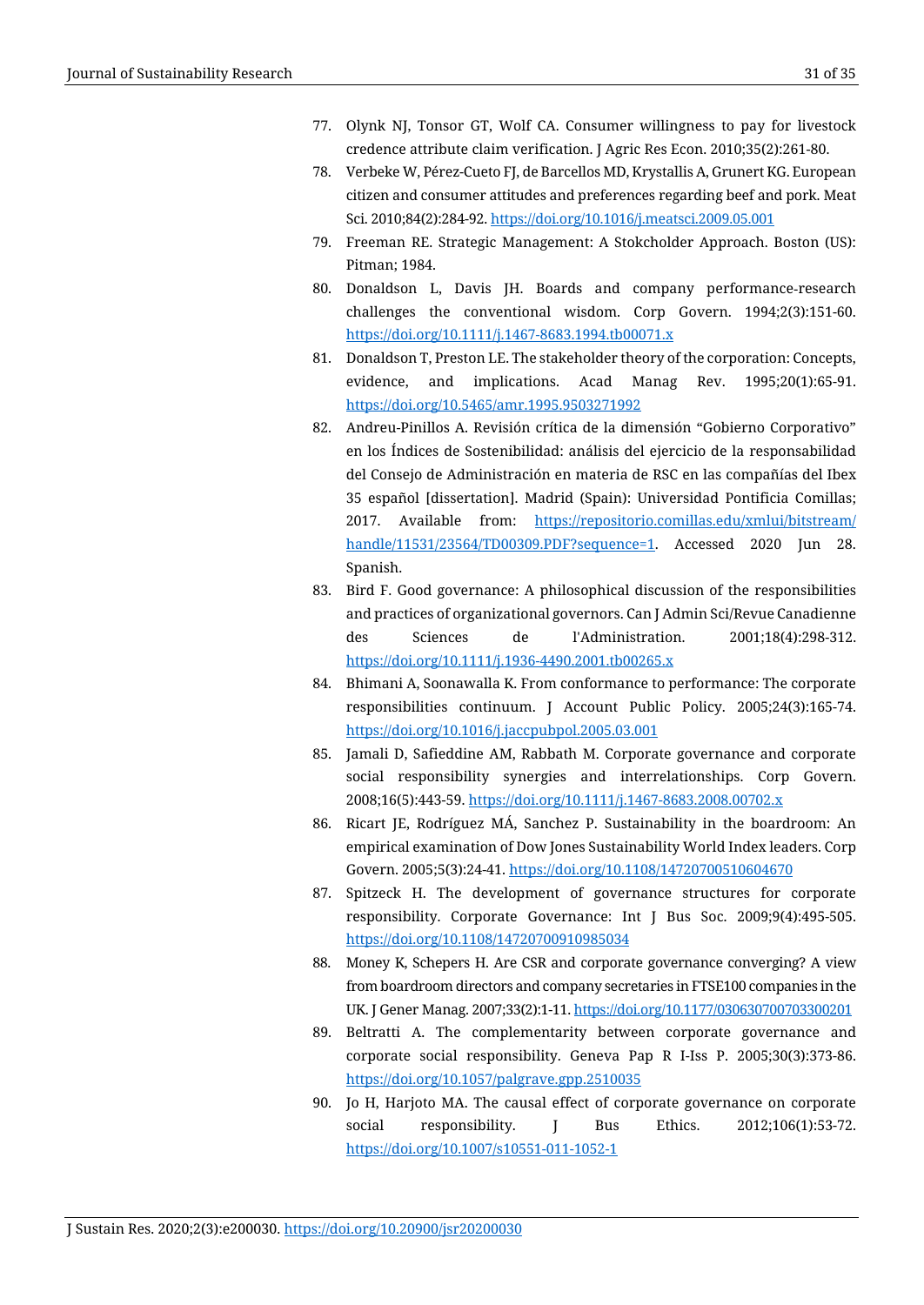77. Olynk NJ, Tonsor GT, Wolf CA. Consumer willingness to pay for livestock credence attribute claim verification. J Agric Res Econ. 2010;35(2):261-80.
78. Verbeke W, Pérez-Cueto FJ, de Barcellos MD, Krystallis A, Grunert KG. European citizen and consumer attitudes and preferences regarding beef and pork. Meat Sci. 2010;84(2):284-92. https://doi.org/10.1016/j.meatsci.2009.05.001
79. Freeman RE. Strategic Management: A Stokcholder Approach. Boston (US): Pitman; 1984.
80. Donaldson L, Davis JH. Boards and company performance-research challenges the conventional wisdom. Corp Govern. 1994;2(3):151-60. https://doi.org/10.1111/j.1467-8683.1994.tb00071.x
81. Donaldson T, Preston LE. The stakeholder theory of the corporation: Concepts, evidence, and implications. Acad Manag Rev. 1995;20(1):65-91. https://doi.org/10.5465/amr.1995.9503271992
82. Andreu-Pinillos A. Revisión crítica de la dimensión "Gobierno Corporativo" en los Índices de Sostenibilidad: análisis del ejercicio de la responsabilidad del Consejo de Administración en materia de RSC en las compañías del Ibex 35 español [dissertation]. Madrid (Spain): Universidad Pontificia Comillas; 2017. Available from: https://repositorio.comillas.edu/xmlui/bitstream/handle/11531/23564/TD00309.PDF?sequence=1. Accessed 2020 Jun 28. Spanish.
83. Bird F. Good governance: A philosophical discussion of the responsibilities and practices of organizational governors. Can J Admin Sci/Revue Canadienne des Sciences de l'Administration. 2001;18(4):298-312. https://doi.org/10.1111/j.1936-4490.2001.tb00265.x
84. Bhimani A, Soonawalla K. From conformance to performance: The corporate responsibilities continuum. J Account Public Policy. 2005;24(3):165-74. https://doi.org/10.1016/j.jaccpubpol.2005.03.001
85. Jamali D, Safieddine AM, Rabbath M. Corporate governance and corporate social responsibility synergies and interrelationships. Corp Govern. 2008;16(5):443-59. https://doi.org/10.1111/j.1467-8683.2008.00702.x
86. Ricart JE, Rodríguez MÁ, Sanchez P. Sustainability in the boardroom: An empirical examination of Dow Jones Sustainability World Index leaders. Corp Govern. 2005;5(3):24-41. https://doi.org/10.1108/14720700510604670
87. Spitzeck H. The development of governance structures for corporate responsibility. Corporate Governance: Int J Bus Soc. 2009;9(4):495-505. https://doi.org/10.1108/14720700910985034
88. Money K, Schepers H. Are CSR and corporate governance converging? A view from boardroom directors and company secretaries in FTSE100 companies in the UK. J Gener Manag. 2007;33(2):1-11. https://doi.org/10.1177/030630700703300201
89. Beltratti A. The complementarity between corporate governance and corporate social responsibility. Geneva Pap R I-Iss P. 2005;30(3):373-86. https://doi.org/10.1057/palgrave.gpp.2510035
90. Jo H, Harjoto MA. The causal effect of corporate governance on corporate social responsibility. J Bus Ethics. 2012;106(1):53-72. https://doi.org/10.1007/s10551-011-1052-1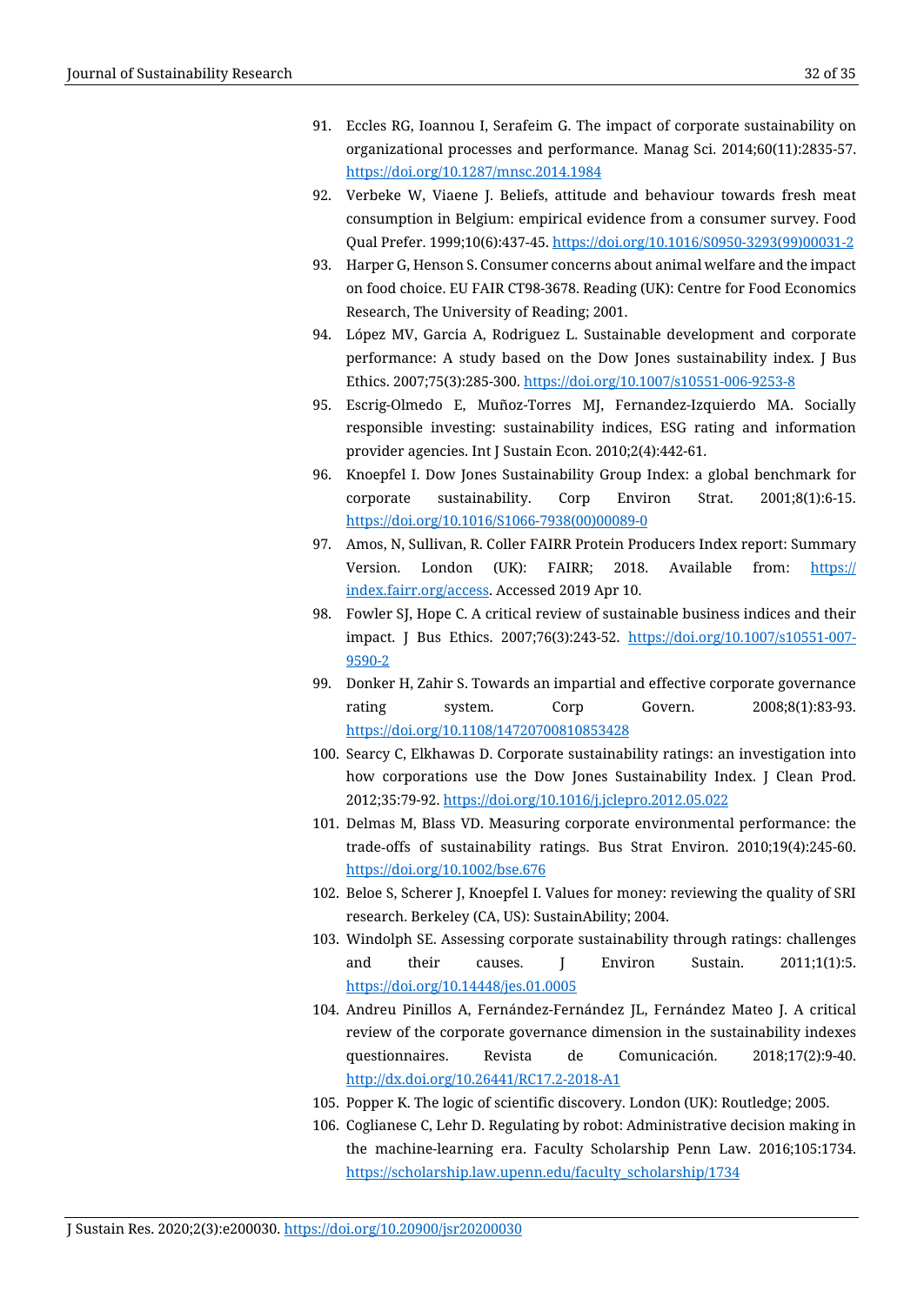91. Eccles RG, Ioannou I, Serafeim G. The impact of corporate sustainability on organizational processes and performance. Manag Sci. 2014;60(11):2835-57. https://doi.org/10.1287/mnsc.2014.1984
92. Verbeke W, Viaene J. Beliefs, attitude and behaviour towards fresh meat consumption in Belgium: empirical evidence from a consumer survey. Food Qual Prefer. 1999;10(6):437-45. https://doi.org/10.1016/S0950-3293(99)00031-2
93. Harper G, Henson S. Consumer concerns about animal welfare and the impact on food choice. EU FAIR CT98-3678. Reading (UK): Centre for Food Economics Research, The University of Reading; 2001.
94. López MV, Garcia A, Rodriguez L. Sustainable development and corporate performance: A study based on the Dow Jones sustainability index. J Bus Ethics. 2007;75(3):285-300. https://doi.org/10.1007/s10551-006-9253-8
95. Escrig-Olmedo E, Muñoz-Torres MJ, Fernandez-Izquierdo MA. Socially responsible investing: sustainability indices, ESG rating and information provider agencies. Int J Sustain Econ. 2010;2(4):442-61.
96. Knoepfel I. Dow Jones Sustainability Group Index: a global benchmark for corporate sustainability. Corp Environ Strat. 2001;8(1):6-15. https://doi.org/10.1016/S1066-7938(00)00089-0
97. Amos, N, Sullivan, R. Coller FAIRR Protein Producers Index report: Summary Version. London (UK): FAIRR; 2018. Available from: https://index.fairr.org/access. Accessed 2019 Apr 10.
98. Fowler SJ, Hope C. A critical review of sustainable business indices and their impact. J Bus Ethics. 2007;76(3):243-52. https://doi.org/10.1007/s10551-007-9590-2
99. Donker H, Zahir S. Towards an impartial and effective corporate governance rating system. Corp Govern. 2008;8(1):83-93. https://doi.org/10.1108/14720700810853428
100. Searcy C, Elkhawas D. Corporate sustainability ratings: an investigation into how corporations use the Dow Jones Sustainability Index. J Clean Prod. 2012;35:79-92. https://doi.org/10.1016/j.jclepro.2012.05.022
101. Delmas M, Blass VD. Measuring corporate environmental performance: the trade-offs of sustainability ratings. Bus Strat Environ. 2010;19(4):245-60. https://doi.org/10.1002/bse.676
102. Beloe S, Scherer J, Knoepfel I. Values for money: reviewing the quality of SRI research. Berkeley (CA, US): SustainAbility; 2004.
103. Windolph SE. Assessing corporate sustainability through ratings: challenges and their causes. J Environ Sustain. 2011;1(1):5. https://doi.org/10.14448/jes.01.0005
104. Andreu Pinillos A, Fernández-Fernández JL, Fernández Mateo J. A critical review of the corporate governance dimension in the sustainability indexes questionnaires. Revista de Comunicación. 2018;17(2):9-40. http://dx.doi.org/10.26441/RC17.2-2018-A1
105. Popper K. The logic of scientific discovery. London (UK): Routledge; 2005.
106. Coglianese C, Lehr D. Regulating by robot: Administrative decision making in the machine-learning era. Faculty Scholarship Penn Law. 2016;105:1734. https://scholarship.law.upenn.edu/faculty_scholarship/1734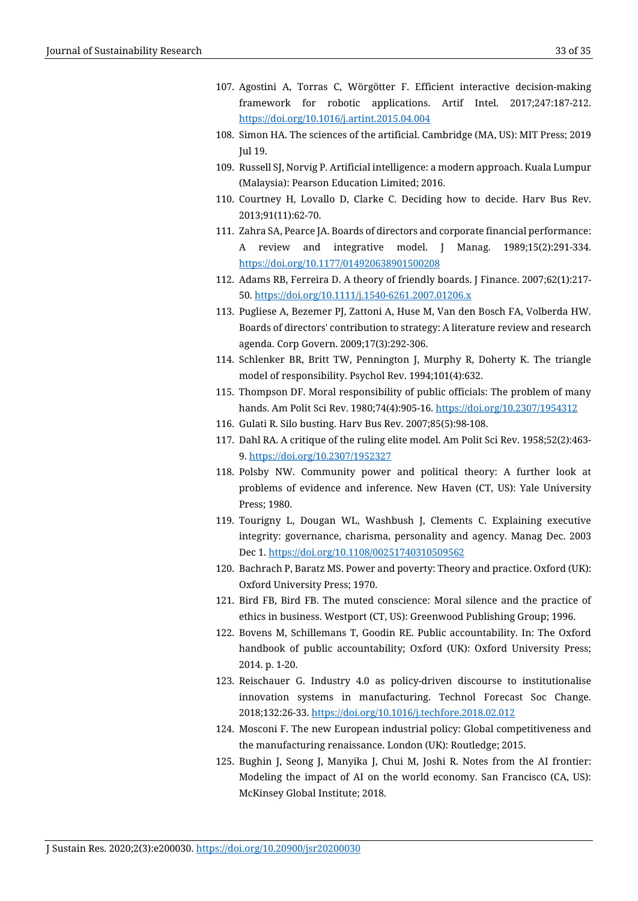107. Agostini A, Torras C, Wörgötter F. Efficient interactive decision-making framework for robotic applications. Artif Intel. 2017;247:187-212. https://doi.org/10.1016/j.artint.2015.04.004
108. Simon HA. The sciences of the artificial. Cambridge (MA, US): MIT Press; 2019 Jul 19.
109. Russell SJ, Norvig P. Artificial intelligence: a modern approach. Kuala Lumpur (Malaysia): Pearson Education Limited; 2016.
110. Courtney H, Lovallo D, Clarke C. Deciding how to decide. Harv Bus Rev. 2013;91(11):62-70.
111. Zahra SA, Pearce JA. Boards of directors and corporate financial performance: A review and integrative model. J Manag. 1989;15(2):291-334. https://doi.org/10.1177/014920638901500208
112. Adams RB, Ferreira D. A theory of friendly boards. J Finance. 2007;62(1):217-50. https://doi.org/10.1111/j.1540-6261.2007.01206.x
113. Pugliese A, Bezemer PJ, Zattoni A, Huse M, Van den Bosch FA, Volberda HW. Boards of directors' contribution to strategy: A literature review and research agenda. Corp Govern. 2009;17(3):292-306.
114. Schlenker BR, Britt TW, Pennington J, Murphy R, Doherty K. The triangle model of responsibility. Psychol Rev. 1994;101(4):632.
115. Thompson DF. Moral responsibility of public officials: The problem of many hands. Am Polit Sci Rev. 1980;74(4):905-16. https://doi.org/10.2307/1954312
116. Gulati R. Silo busting. Harv Bus Rev. 2007;85(5):98-108.
117. Dahl RA. A critique of the ruling elite model. Am Polit Sci Rev. 1958;52(2):463-9. https://doi.org/10.2307/1952327
118. Polsby NW. Community power and political theory: A further look at problems of evidence and inference. New Haven (CT, US): Yale University Press; 1980.
119. Tourigny L, Dougan WL, Washbush J, Clements C. Explaining executive integrity: governance, charisma, personality and agency. Manag Dec. 2003 Dec 1. https://doi.org/10.1108/00251740310509562
120. Bachrach P, Baratz MS. Power and poverty: Theory and practice. Oxford (UK): Oxford University Press; 1970.
121. Bird FB, Bird FB. The muted conscience: Moral silence and the practice of ethics in business. Westport (CT, US): Greenwood Publishing Group; 1996.
122. Bovens M, Schillemans T, Goodin RE. Public accountability. In: The Oxford handbook of public accountability; Oxford (UK): Oxford University Press; 2014. p. 1-20.
123. Reischauer G. Industry 4.0 as policy-driven discourse to institutionalise innovation systems in manufacturing. Technol Forecast Soc Change. 2018;132:26-33. https://doi.org/10.1016/j.techfore.2018.02.012
124. Mosconi F. The new European industrial policy: Global competitiveness and the manufacturing renaissance. London (UK): Routledge; 2015.
125. Bughin J, Seong J, Manyika J, Chui M, Joshi R. Notes from the AI frontier: Modeling the impact of AI on the world economy. San Francisco (CA, US): McKinsey Global Institute; 2018.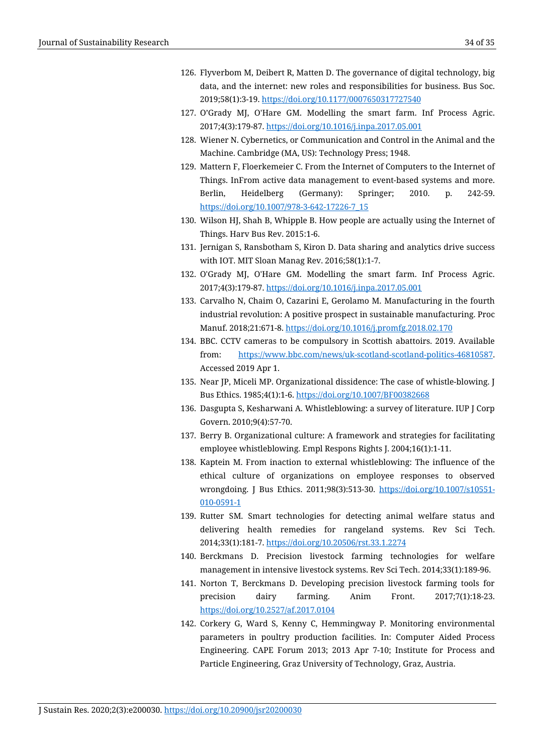126. Flyverbom M, Deibert R, Matten D. The governance of digital technology, big data, and the internet: new roles and responsibilities for business. Bus Soc. 2019;58(1):3-19. https://doi.org/10.1177/0007650317727540
127. O'Grady MJ, O'Hare GM. Modelling the smart farm. Inf Process Agric. 2017;4(3):179-87. https://doi.org/10.1016/j.inpa.2017.05.001
128. Wiener N. Cybernetics, or Communication and Control in the Animal and the Machine. Cambridge (MA, US): Technology Press; 1948.
129. Mattern F, Floerkemeier C. From the Internet of Computers to the Internet of Things. InFrom active data management to event-based systems and more. Berlin, Heidelberg (Germany): Springer; 2010. p. 242-59. https://doi.org/10.1007/978-3-642-17226-7_15
130. Wilson HJ, Shah B, Whipple B. How people are actually using the Internet of Things. Harv Bus Rev. 2015:1-6.
131. Jernigan S, Ransbotham S, Kiron D. Data sharing and analytics drive success with IOT. MIT Sloan Manag Rev. 2016;58(1):1-7.
132. O'Grady MJ, O'Hare GM. Modelling the smart farm. Inf Process Agric. 2017;4(3):179-87. https://doi.org/10.1016/j.inpa.2017.05.001
133. Carvalho N, Chaim O, Cazarini E, Gerolamo M. Manufacturing in the fourth industrial revolution: A positive prospect in sustainable manufacturing. Proc Manuf. 2018;21:671-8. https://doi.org/10.1016/j.promfg.2018.02.170
134. BBC. CCTV cameras to be compulsory in Scottish abattoirs. 2019. Available from: https://www.bbc.com/news/uk-scotland-scotland-politics-46810587. Accessed 2019 Apr 1.
135. Near JP, Miceli MP. Organizational dissidence: The case of whistle-blowing. J Bus Ethics. 1985;4(1):1-6. https://doi.org/10.1007/BF00382668
136. Dasgupta S, Kesharwani A. Whistleblowing: a survey of literature. IUP J Corp Govern. 2010;9(4):57-70.
137. Berry B. Organizational culture: A framework and strategies for facilitating employee whistleblowing. Empl Respons Rights J. 2004;16(1):1-11.
138. Kaptein M. From inaction to external whistleblowing: The influence of the ethical culture of organizations on employee responses to observed wrongdoing. J Bus Ethics. 2011;98(3):513-30. https://doi.org/10.1007/s10551-010-0591-1
139. Rutter SM. Smart technologies for detecting animal welfare status and delivering health remedies for rangeland systems. Rev Sci Tech. 2014;33(1):181-7. https://doi.org/10.20506/rst.33.1.2274
140. Berckmans D. Precision livestock farming technologies for welfare management in intensive livestock systems. Rev Sci Tech. 2014;33(1):189-96.
141. Norton T, Berckmans D. Developing precision livestock farming tools for precision dairy farming. Anim Front. 2017;7(1):18-23. https://doi.org/10.2527/af.2017.0104
142. Corkery G, Ward S, Kenny C, Hemmingway P. Monitoring environmental parameters in poultry production facilities. In: Computer Aided Process Engineering. CAPE Forum 2013; 2013 Apr 7-10; Institute for Process and Particle Engineering, Graz University of Technology, Graz, Austria.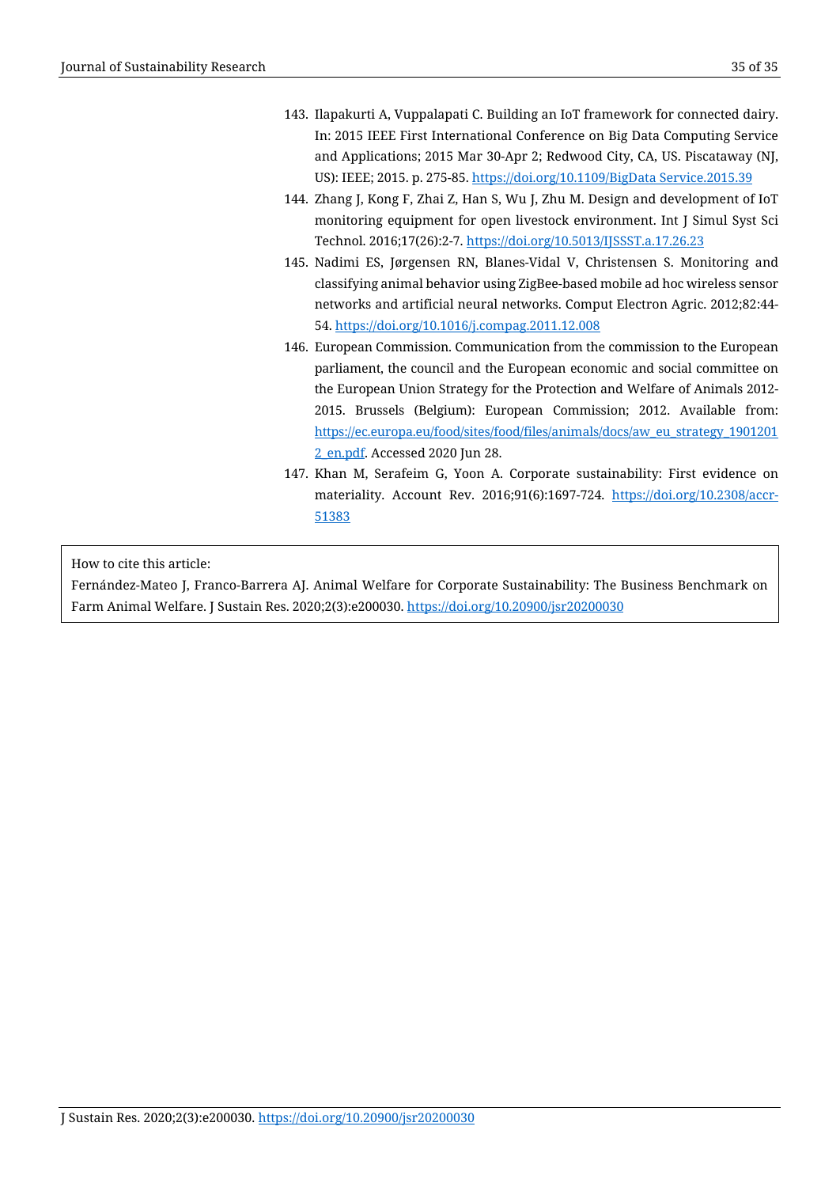143. Ilapakurti A, Vuppalapati C. Building an IoT framework for connected dairy. In: 2015 IEEE First International Conference on Big Data Computing Service and Applications; 2015 Mar 30-Apr 2; Redwood City, CA, US. Piscataway (NJ, US): IEEE; 2015. p. 275-85. https://doi.org/10.1109/BigData Service.2015.39
144. Zhang J, Kong F, Zhai Z, Han S, Wu J, Zhu M. Design and development of IoT monitoring equipment for open livestock environment. Int J Simul Syst Sci Technol. 2016;17(26):2-7. https://doi.org/10.5013/IJSSST.a.17.26.23
145. Nadimi ES, Jørgensen RN, Blanes-Vidal V, Christensen S. Monitoring and classifying animal behavior using ZigBee-based mobile ad hoc wireless sensor networks and artificial neural networks. Comput Electron Agric. 2012;82:44-54. https://doi.org/10.1016/j.compag.2011.12.008
146. European Commission. Communication from the commission to the European parliament, the council and the European economic and social committee on the European Union Strategy for the Protection and Welfare of Animals 2012-2015. Brussels (Belgium): European Commission; 2012. Available from: https://ec.europa.eu/food/sites/food/files/animals/docs/aw_eu_strategy_19012012_en.pdf. Accessed 2020 Jun 28.
147. Khan M, Serafeim G, Yoon A. Corporate sustainability: First evidence on materiality. Account Rev. 2016;91(6):1697-724. https://doi.org/10.2308/accr-51383

How to cite this article:
Fernández-Mateo J, Franco-Barrera AJ. Animal Welfare for Corporate Sustainability: The Business Benchmark on Farm Animal Welfare. J Sustain Res. 2020;2(3):e200030. https://doi.org/10.20900/jsr20200030